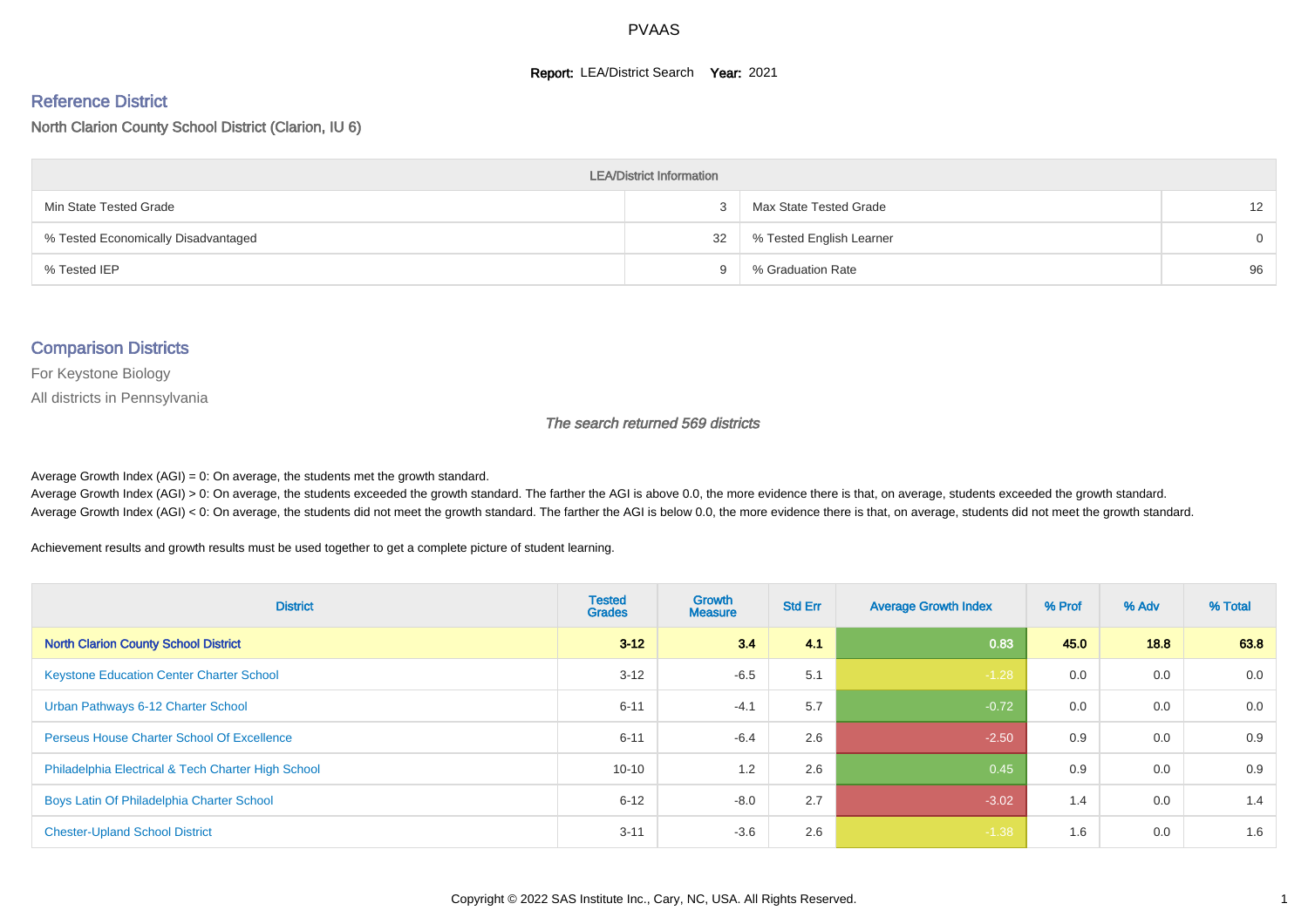# PVAAS

**Report:** LEA/District Search **Year:** 2021

## Reference District

North Clarion County School District (Clarion, IU 6)

| LEA/District Information | | | |
|---|---|---|---|
| Min State Tested Grade | 3 | Max State Tested Grade | 12 |
| % Tested Economically Disadvantaged | 32 | % Tested English Learner | 0 |
| % Tested IEP | 9 | % Graduation Rate | 96 |

## Comparison Districts

For Keystone Biology

All districts in Pennsylvania

*The search returned 569 districts*

Average Growth Index (AGI) = 0: On average, the students met the growth standard.
Average Growth Index (AGI) > 0: On average, the students exceeded the growth standard. The farther the AGI is above 0.0, the more evidence there is that, on average, students exceeded the growth standard.
Average Growth Index (AGI) < 0: On average, the students did not meet the growth standard. The farther the AGI is below 0.0, the more evidence there is that, on average, students did not meet the growth standard.

Achievement results and growth results must be used together to get a complete picture of student learning.

| District | Tested Grades | Growth Measure | Std Err | Average Growth Index | % Prof | % Adv | % Total |
|---|---|---|---|---|---|---|---|
| **North Clarion County School District** | **3-12** | **3.4** | **4.1** | **0.83** | **45.0** | **18.8** | **63.8** |
| Keystone Education Center Charter School | 3-12 | -6.5 | 5.1 | -1.28 | 0.0 | 0.0 | 0.0 |
| Urban Pathways 6-12 Charter School | 6-11 | -4.1 | 5.7 | -0.72 | 0.0 | 0.0 | 0.0 |
| Perseus House Charter School Of Excellence | 6-11 | -6.4 | 2.6 | -2.50 | 0.9 | 0.0 | 0.9 |
| Philadelphia Electrical & Tech Charter High School | 10-10 | 1.2 | 2.6 | 0.45 | 0.9 | 0.0 | 0.9 |
| Boys Latin Of Philadelphia Charter School | 6-12 | -8.0 | 2.7 | -3.02 | 1.4 | 0.0 | 1.4 |
| Chester-Upland School District | 3-11 | -3.6 | 2.6 | -1.38 | 1.6 | 0.0 | 1.6 |

Copyright © 2022 SAS Institute Inc., Cary, NC, USA. All Rights Reserved.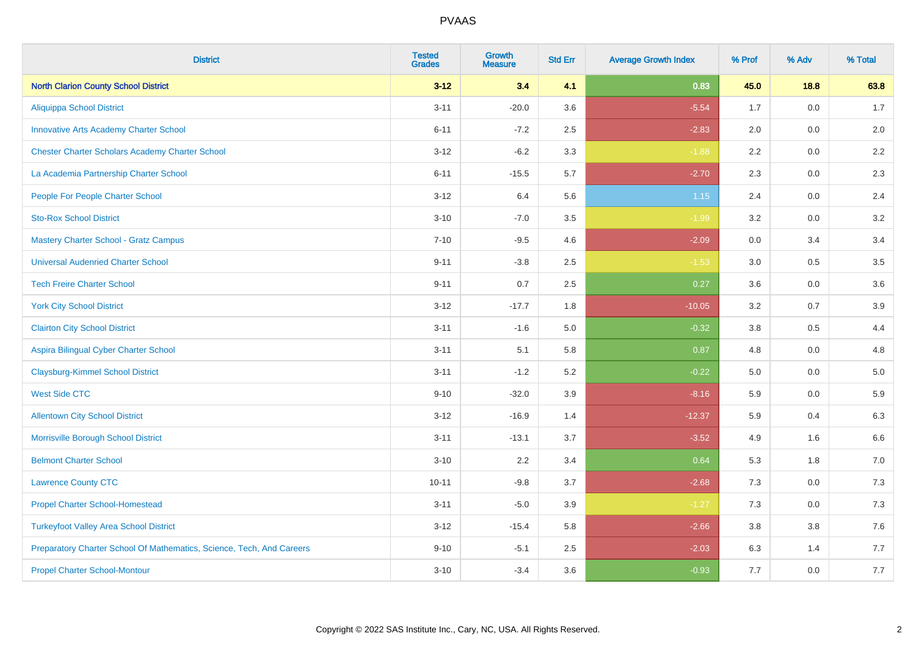| District | Tested Grades | Growth Measure | Std Err | Average Growth Index | % Prof | % Adv | % Total |
|---|---|---|---|---|---|---|---|
| **North Clarion County School District** | **3-12** | **3.4** | **4.1** | **0.83** | **45.0** | **18.8** | **63.8** |
| Aliquippa School District | 3-11 | -20.0 | 3.6 | -5.54 | 1.7 | 0.0 | 1.7 |
| Innovative Arts Academy Charter School | 6-11 | -7.2 | 2.5 | -2.83 | 2.0 | 0.0 | 2.0 |
| Chester Charter Scholars Academy Charter School | 3-12 | -6.2 | 3.3 | -1.88 | 2.2 | 0.0 | 2.2 |
| La Academia Partnership Charter School | 6-11 | -15.5 | 5.7 | -2.70 | 2.3 | 0.0 | 2.3 |
| People For People Charter School | 3-12 | 6.4 | 5.6 | 1.15 | 2.4 | 0.0 | 2.4 |
| Sto-Rox School District | 3-10 | -7.0 | 3.5 | -1.99 | 3.2 | 0.0 | 3.2 |
| Mastery Charter School - Gratz Campus | 7-10 | -9.5 | 4.6 | -2.09 | 0.0 | 3.4 | 3.4 |
| Universal Audenried Charter School | 9-11 | -3.8 | 2.5 | -1.53 | 3.0 | 0.5 | 3.5 |
| Tech Freire Charter School | 9-11 | 0.7 | 2.5 | 0.27 | 3.6 | 0.0 | 3.6 |
| York City School District | 3-12 | -17.7 | 1.8 | -10.05 | 3.2 | 0.7 | 3.9 |
| Clairton City School District | 3-11 | -1.6 | 5.0 | -0.32 | 3.8 | 0.5 | 4.4 |
| Aspira Bilingual Cyber Charter School | 3-11 | 5.1 | 5.8 | 0.87 | 4.8 | 0.0 | 4.8 |
| Claysburg-Kimmel School District | 3-11 | -1.2 | 5.2 | -0.22 | 5.0 | 0.0 | 5.0 |
| West Side CTC | 9-10 | -32.0 | 3.9 | -8.16 | 5.9 | 0.0 | 5.9 |
| Allentown City School District | 3-12 | -16.9 | 1.4 | -12.37 | 5.9 | 0.4 | 6.3 |
| Morrisville Borough School District | 3-11 | -13.1 | 3.7 | -3.52 | 4.9 | 1.6 | 6.6 |
| Belmont Charter School | 3-10 | 2.2 | 3.4 | 0.64 | 5.3 | 1.8 | 7.0 |
| Lawrence County CTC | 10-11 | -9.8 | 3.7 | -2.68 | 7.3 | 0.0 | 7.3 |
| Propel Charter School-Homestead | 3-11 | -5.0 | 3.9 | -1.27 | 7.3 | 0.0 | 7.3 |
| Turkeyfoot Valley Area School District | 3-12 | -15.4 | 5.8 | -2.66 | 3.8 | 3.8 | 7.6 |
| Preparatory Charter School Of Mathematics, Science, Tech, And Careers | 9-10 | -5.1 | 2.5 | -2.03 | 6.3 | 1.4 | 7.7 |
| Propel Charter School-Montour | 3-10 | -3.4 | 3.6 | -0.93 | 7.7 | 0.0 | 7.7 |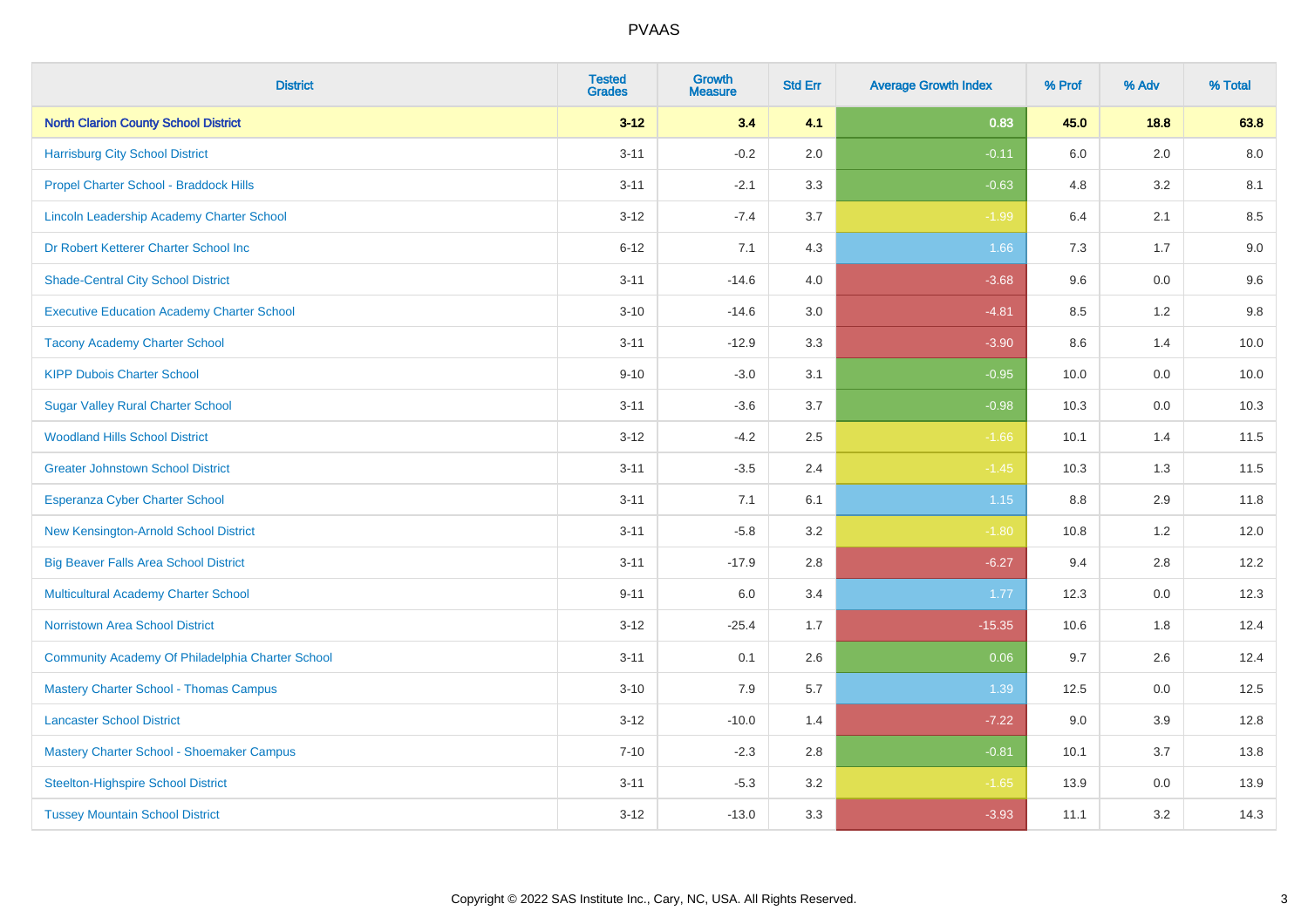# PVAAS

| District | Tested Grades | Growth Measure | Std Err | Average Growth Index | % Prof | % Adv | % Total |
|---|---|---|---|---|---|---|---|
| **North Clarion County School District** | **3-12** | **3.4** | **4.1** | **0.83** | **45.0** | **18.8** | **63.8** |
| Harrisburg City School District | 3-11 | -0.2 | 2.0 | -0.11 | 6.0 | 2.0 | 8.0 |
| Propel Charter School - Braddock Hills | 3-11 | -2.1 | 3.3 | -0.63 | 4.8 | 3.2 | 8.1 |
| Lincoln Leadership Academy Charter School | 3-12 | -7.4 | 3.7 | -1.99 | 6.4 | 2.1 | 8.5 |
| Dr Robert Ketterer Charter School Inc | 6-12 | 7.1 | 4.3 | 1.66 | 7.3 | 1.7 | 9.0 |
| Shade-Central City School District | 3-11 | -14.6 | 4.0 | -3.68 | 9.6 | 0.0 | 9.6 |
| Executive Education Academy Charter School | 3-10 | -14.6 | 3.0 | -4.81 | 8.5 | 1.2 | 9.8 |
| Tacony Academy Charter School | 3-11 | -12.9 | 3.3 | -3.90 | 8.6 | 1.4 | 10.0 |
| KIPP Dubois Charter School | 9-10 | -3.0 | 3.1 | -0.95 | 10.0 | 0.0 | 10.0 |
| Sugar Valley Rural Charter School | 3-11 | -3.6 | 3.7 | -0.98 | 10.3 | 0.0 | 10.3 |
| Woodland Hills School District | 3-12 | -4.2 | 2.5 | -1.66 | 10.1 | 1.4 | 11.5 |
| Greater Johnstown School District | 3-11 | -3.5 | 2.4 | -1.45 | 10.3 | 1.3 | 11.5 |
| Esperanza Cyber Charter School | 3-11 | 7.1 | 6.1 | 1.15 | 8.8 | 2.9 | 11.8 |
| New Kensington-Arnold School District | 3-11 | -5.8 | 3.2 | -1.80 | 10.8 | 1.2 | 12.0 |
| Big Beaver Falls Area School District | 3-11 | -17.9 | 2.8 | -6.27 | 9.4 | 2.8 | 12.2 |
| Multicultural Academy Charter School | 9-11 | 6.0 | 3.4 | 1.77 | 12.3 | 0.0 | 12.3 |
| Norristown Area School District | 3-12 | -25.4 | 1.7 | -15.35 | 10.6 | 1.8 | 12.4 |
| Community Academy Of Philadelphia Charter School | 3-11 | 0.1 | 2.6 | 0.06 | 9.7 | 2.6 | 12.4 |
| Mastery Charter School - Thomas Campus | 3-10 | 7.9 | 5.7 | 1.39 | 12.5 | 0.0 | 12.5 |
| Lancaster School District | 3-12 | -10.0 | 1.4 | -7.22 | 9.0 | 3.9 | 12.8 |
| Mastery Charter School - Shoemaker Campus | 7-10 | -2.3 | 2.8 | -0.81 | 10.1 | 3.7 | 13.8 |
| Steelton-Highspire School District | 3-11 | -5.3 | 3.2 | -1.65 | 13.9 | 0.0 | 13.9 |
| Tussey Mountain School District | 3-12 | -13.0 | 3.3 | -3.93 | 11.1 | 3.2 | 14.3 |

Copyright © 2022 SAS Institute Inc., Cary, NC, USA. All Rights Reserved.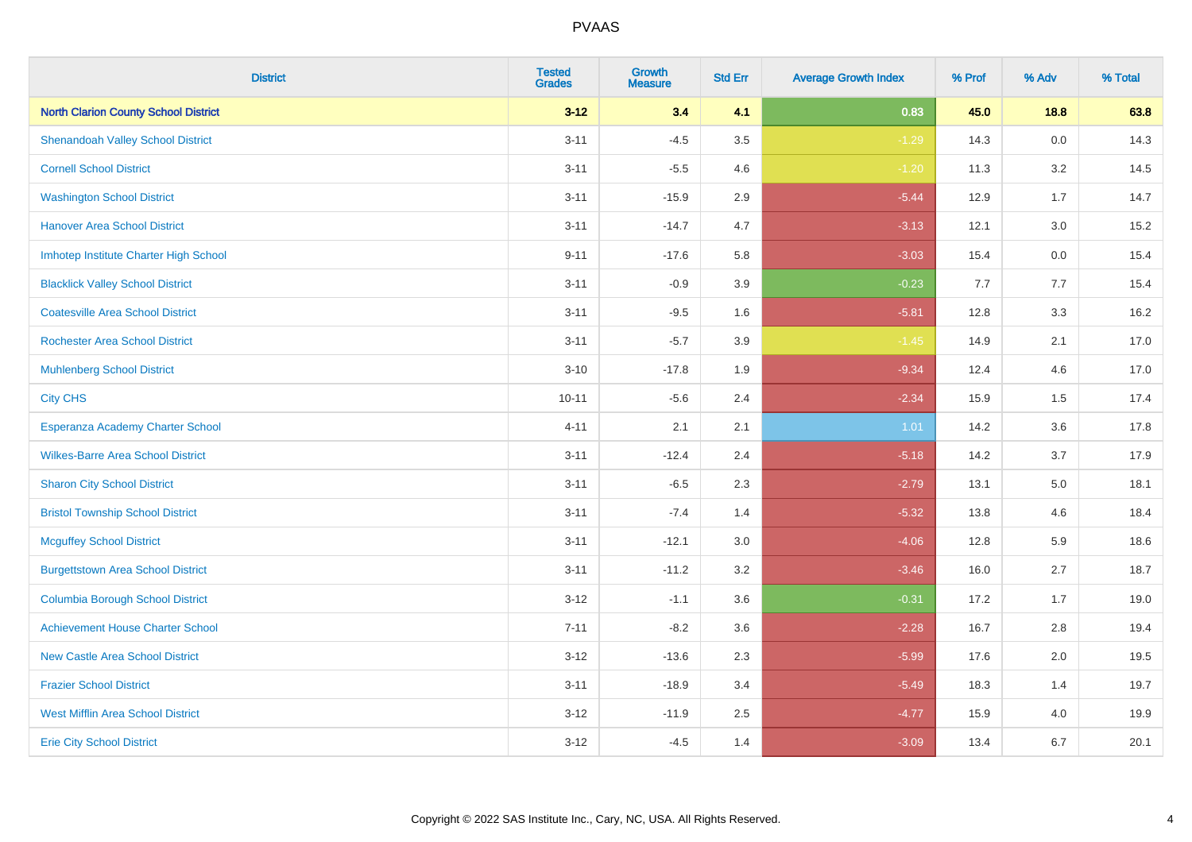# PVAAS

| District | Tested Grades | Growth Measure | Std Err | Average Growth Index | % Prof | % Adv | % Total |
|---|---|---|---|---|---|---|---|
| **North Clarion County School District** | **3-12** | **3.4** | **4.1** | **0.83** | **45.0** | **18.8** | **63.8** |
| Shenandoah Valley School District | 3-11 | -4.5 | 3.5 | -1.29 | 14.3 | 0.0 | 14.3 |
| Cornell School District | 3-11 | -5.5 | 4.6 | -1.20 | 11.3 | 3.2 | 14.5 |
| Washington School District | 3-11 | -15.9 | 2.9 | -5.44 | 12.9 | 1.7 | 14.7 |
| Hanover Area School District | 3-11 | -14.7 | 4.7 | -3.13 | 12.1 | 3.0 | 15.2 |
| Imhotep Institute Charter High School | 9-11 | -17.6 | 5.8 | -3.03 | 15.4 | 0.0 | 15.4 |
| Blacklick Valley School District | 3-11 | -0.9 | 3.9 | -0.23 | 7.7 | 7.7 | 15.4 |
| Coatesville Area School District | 3-11 | -9.5 | 1.6 | -5.81 | 12.8 | 3.3 | 16.2 |
| Rochester Area School District | 3-11 | -5.7 | 3.9 | -1.45 | 14.9 | 2.1 | 17.0 |
| Muhlenberg School District | 3-10 | -17.8 | 1.9 | -9.34 | 12.4 | 4.6 | 17.0 |
| City CHS | 10-11 | -5.6 | 2.4 | -2.34 | 15.9 | 1.5 | 17.4 |
| Esperanza Academy Charter School | 4-11 | 2.1 | 2.1 | 1.01 | 14.2 | 3.6 | 17.8 |
| Wilkes-Barre Area School District | 3-11 | -12.4 | 2.4 | -5.18 | 14.2 | 3.7 | 17.9 |
| Sharon City School District | 3-11 | -6.5 | 2.3 | -2.79 | 13.1 | 5.0 | 18.1 |
| Bristol Township School District | 3-11 | -7.4 | 1.4 | -5.32 | 13.8 | 4.6 | 18.4 |
| Mcguffey School District | 3-11 | -12.1 | 3.0 | -4.06 | 12.8 | 5.9 | 18.6 |
| Burgettstown Area School District | 3-11 | -11.2 | 3.2 | -3.46 | 16.0 | 2.7 | 18.7 |
| Columbia Borough School District | 3-12 | -1.1 | 3.6 | -0.31 | 17.2 | 1.7 | 19.0 |
| Achievement House Charter School | 7-11 | -8.2 | 3.6 | -2.28 | 16.7 | 2.8 | 19.4 |
| New Castle Area School District | 3-12 | -13.6 | 2.3 | -5.99 | 17.6 | 2.0 | 19.5 |
| Frazier School District | 3-11 | -18.9 | 3.4 | -5.49 | 18.3 | 1.4 | 19.7 |
| West Mifflin Area School District | 3-12 | -11.9 | 2.5 | -4.77 | 15.9 | 4.0 | 19.9 |
| Erie City School District | 3-12 | -4.5 | 1.4 | -3.09 | 13.4 | 6.7 | 20.1 |

Copyright © 2022 SAS Institute Inc., Cary, NC, USA. All Rights Reserved.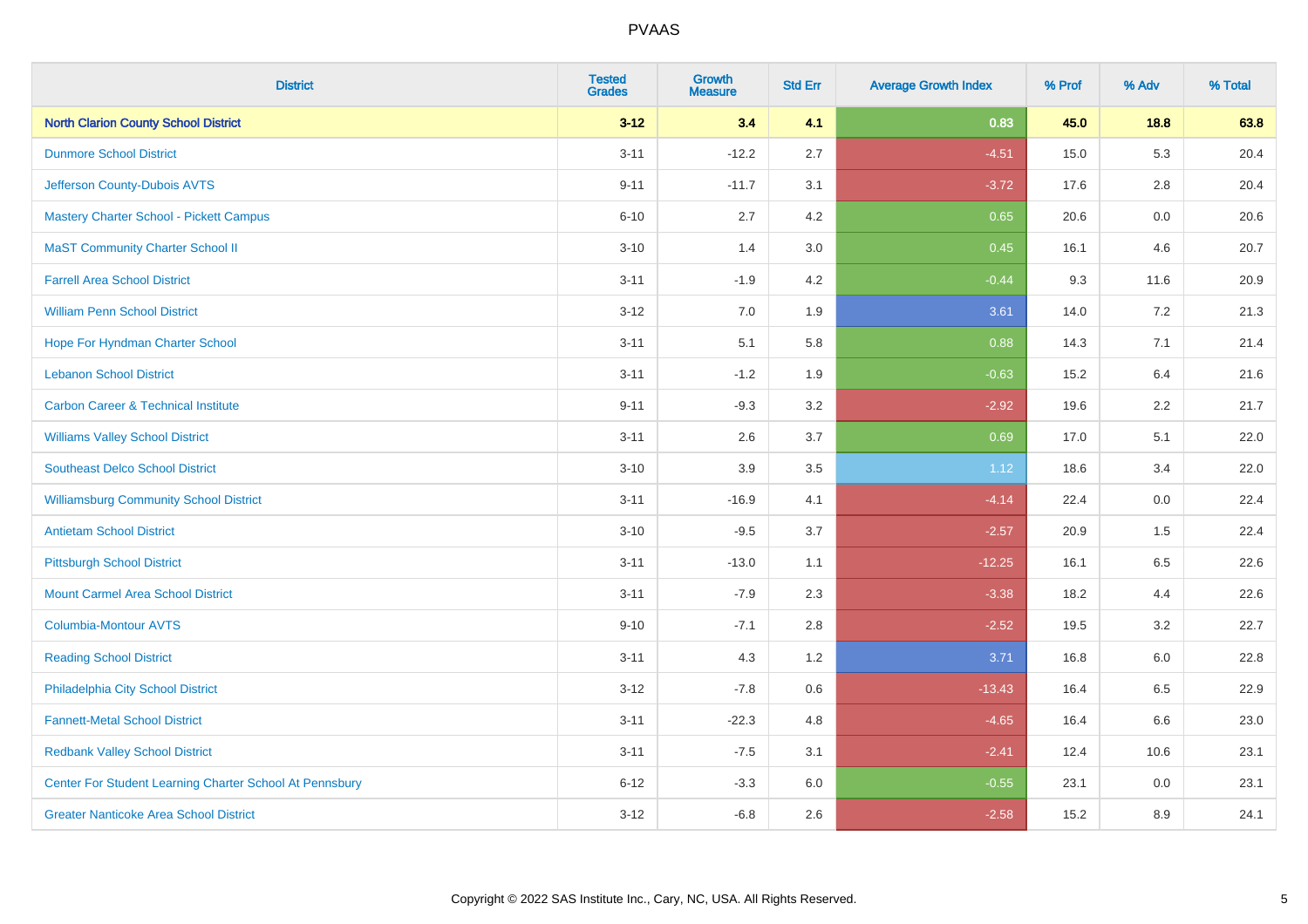# PVAAS

| District | Tested Grades | Growth Measure | Std Err | Average Growth Index | % Prof | % Adv | % Total |
|---|---|---|---|---|---|---|---|
| **North Clarion County School District** | **3-12** | **3.4** | **4.1** | **0.83** | **45.0** | **18.8** | **63.8** |
| Dunmore School District | 3-11 | -12.2 | 2.7 | -4.51 | 15.0 | 5.3 | 20.4 |
| Jefferson County-Dubois AVTS | 9-11 | -11.7 | 3.1 | -3.72 | 17.6 | 2.8 | 20.4 |
| Mastery Charter School - Pickett Campus | 6-10 | 2.7 | 4.2 | 0.65 | 20.6 | 0.0 | 20.6 |
| MaST Community Charter School II | 3-10 | 1.4 | 3.0 | 0.45 | 16.1 | 4.6 | 20.7 |
| Farrell Area School District | 3-11 | -1.9 | 4.2 | -0.44 | 9.3 | 11.6 | 20.9 |
| William Penn School District | 3-12 | 7.0 | 1.9 | 3.61 | 14.0 | 7.2 | 21.3 |
| Hope For Hyndman Charter School | 3-11 | 5.1 | 5.8 | 0.88 | 14.3 | 7.1 | 21.4 |
| Lebanon School District | 3-11 | -1.2 | 1.9 | -0.63 | 15.2 | 6.4 | 21.6 |
| Carbon Career & Technical Institute | 9-11 | -9.3 | 3.2 | -2.92 | 19.6 | 2.2 | 21.7 |
| Williams Valley School District | 3-11 | 2.6 | 3.7 | 0.69 | 17.0 | 5.1 | 22.0 |
| Southeast Delco School District | 3-10 | 3.9 | 3.5 | 1.12 | 18.6 | 3.4 | 22.0 |
| Williamsburg Community School District | 3-11 | -16.9 | 4.1 | -4.14 | 22.4 | 0.0 | 22.4 |
| Antietam School District | 3-10 | -9.5 | 3.7 | -2.57 | 20.9 | 1.5 | 22.4 |
| Pittsburgh School District | 3-11 | -13.0 | 1.1 | -12.25 | 16.1 | 6.5 | 22.6 |
| Mount Carmel Area School District | 3-11 | -7.9 | 2.3 | -3.38 | 18.2 | 4.4 | 22.6 |
| Columbia-Montour AVTS | 9-10 | -7.1 | 2.8 | -2.52 | 19.5 | 3.2 | 22.7 |
| Reading School District | 3-11 | 4.3 | 1.2 | 3.71 | 16.8 | 6.0 | 22.8 |
| Philadelphia City School District | 3-12 | -7.8 | 0.6 | -13.43 | 16.4 | 6.5 | 22.9 |
| Fannett-Metal School District | 3-11 | -22.3 | 4.8 | -4.65 | 16.4 | 6.6 | 23.0 |
| Redbank Valley School District | 3-11 | -7.5 | 3.1 | -2.41 | 12.4 | 10.6 | 23.1 |
| Center For Student Learning Charter School At Pennsbury | 6-12 | -3.3 | 6.0 | -0.55 | 23.1 | 0.0 | 23.1 |
| Greater Nanticoke Area School District | 3-12 | -6.8 | 2.6 | -2.58 | 15.2 | 8.9 | 24.1 |

Copyright © 2022 SAS Institute Inc., Cary, NC, USA. All Rights Reserved.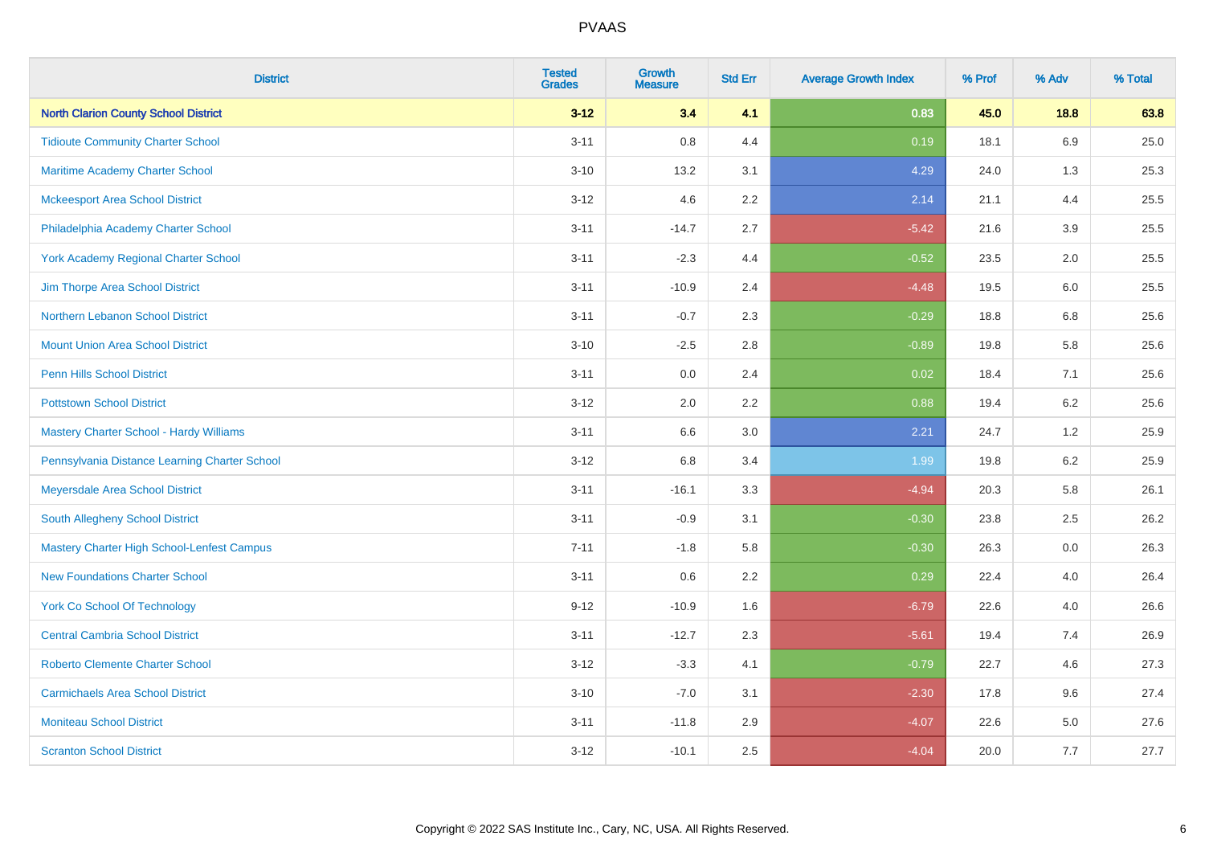# PVAAS

| District | Tested Grades | Growth Measure | Std Err | Average Growth Index | % Prof | % Adv | % Total |
|---|---|---|---|---|---|---|---|
| **North Clarion County School District** | **3-12** | **3.4** | **4.1** | **0.83** | **45.0** | **18.8** | **63.8** |
| Tidioute Community Charter School | 3-11 | 0.8 | 4.4 | 0.19 | 18.1 | 6.9 | 25.0 |
| Maritime Academy Charter School | 3-10 | 13.2 | 3.1 | 4.29 | 24.0 | 1.3 | 25.3 |
| Mckeesport Area School District | 3-12 | 4.6 | 2.2 | 2.14 | 21.1 | 4.4 | 25.5 |
| Philadelphia Academy Charter School | 3-11 | -14.7 | 2.7 | -5.42 | 21.6 | 3.9 | 25.5 |
| York Academy Regional Charter School | 3-11 | -2.3 | 4.4 | -0.52 | 23.5 | 2.0 | 25.5 |
| Jim Thorpe Area School District | 3-11 | -10.9 | 2.4 | -4.48 | 19.5 | 6.0 | 25.5 |
| Northern Lebanon School District | 3-11 | -0.7 | 2.3 | -0.29 | 18.8 | 6.8 | 25.6 |
| Mount Union Area School District | 3-10 | -2.5 | 2.8 | -0.89 | 19.8 | 5.8 | 25.6 |
| Penn Hills School District | 3-11 | 0.0 | 2.4 | 0.02 | 18.4 | 7.1 | 25.6 |
| Pottstown School District | 3-12 | 2.0 | 2.2 | 0.88 | 19.4 | 6.2 | 25.6 |
| Mastery Charter School - Hardy Williams | 3-11 | 6.6 | 3.0 | 2.21 | 24.7 | 1.2 | 25.9 |
| Pennsylvania Distance Learning Charter School | 3-12 | 6.8 | 3.4 | 1.99 | 19.8 | 6.2 | 25.9 |
| Meyersdale Area School District | 3-11 | -16.1 | 3.3 | -4.94 | 20.3 | 5.8 | 26.1 |
| South Allegheny School District | 3-11 | -0.9 | 3.1 | -0.30 | 23.8 | 2.5 | 26.2 |
| Mastery Charter High School-Lenfest Campus | 7-11 | -1.8 | 5.8 | -0.30 | 26.3 | 0.0 | 26.3 |
| New Foundations Charter School | 3-11 | 0.6 | 2.2 | 0.29 | 22.4 | 4.0 | 26.4 |
| York Co School Of Technology | 9-12 | -10.9 | 1.6 | -6.79 | 22.6 | 4.0 | 26.6 |
| Central Cambria School District | 3-11 | -12.7 | 2.3 | -5.61 | 19.4 | 7.4 | 26.9 |
| Roberto Clemente Charter School | 3-12 | -3.3 | 4.1 | -0.79 | 22.7 | 4.6 | 27.3 |
| Carmichaels Area School District | 3-10 | -7.0 | 3.1 | -2.30 | 17.8 | 9.6 | 27.4 |
| Moniteau School District | 3-11 | -11.8 | 2.9 | -4.07 | 22.6 | 5.0 | 27.6 |
| Scranton School District | 3-12 | -10.1 | 2.5 | -4.04 | 20.0 | 7.7 | 27.7 |

Copyright © 2022 SAS Institute Inc., Cary, NC, USA. All Rights Reserved.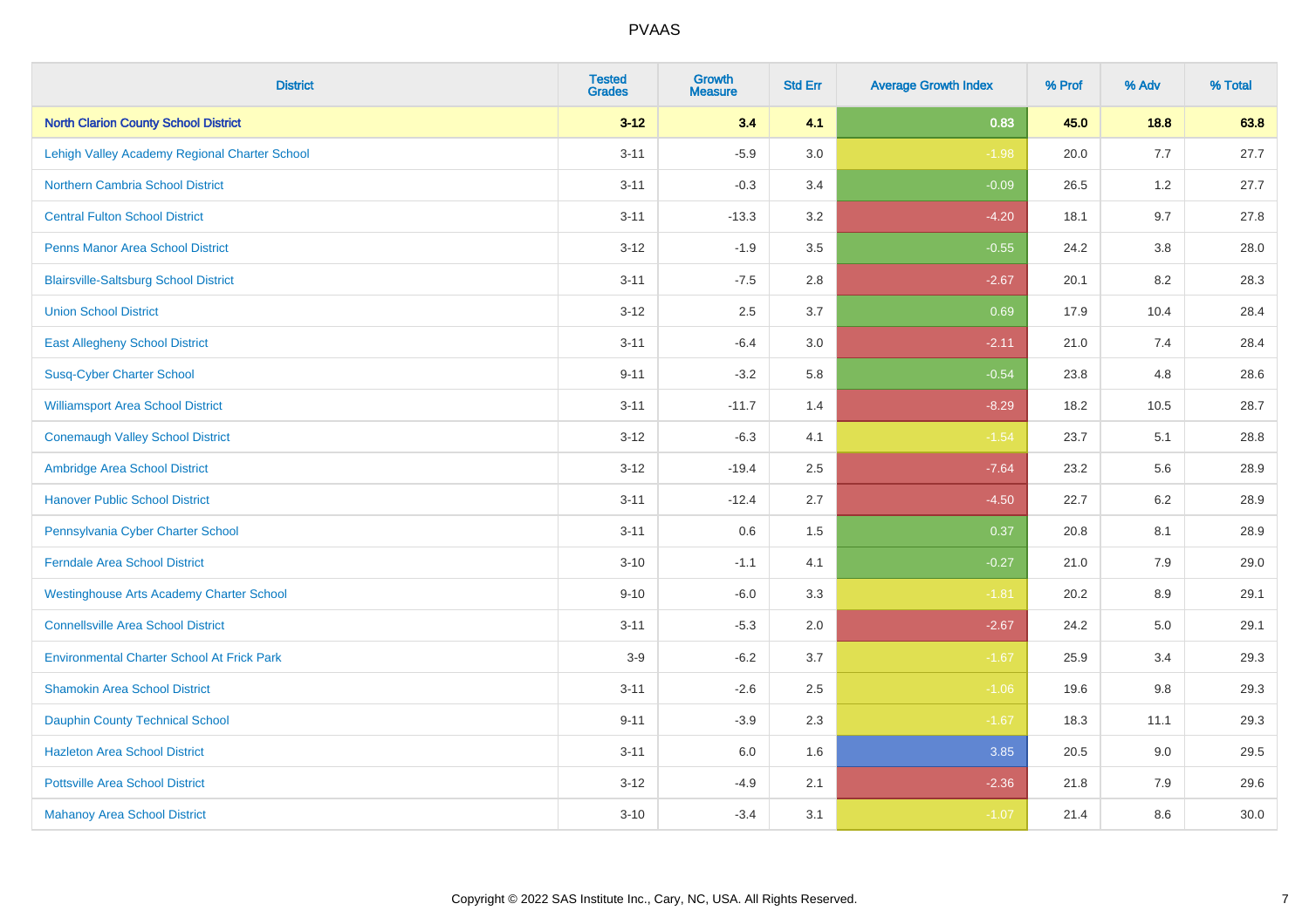# PVAAS

| District | Tested Grades | Growth Measure | Std Err | Average Growth Index | % Prof | % Adv | % Total |
|---|---|---|---|---|---|---|---|
| **North Clarion County School District** | **3-12** | **3.4** | **4.1** | **0.83** | **45.0** | **18.8** | **63.8** |
| Lehigh Valley Academy Regional Charter School | 3-11 | -5.9 | 3.0 | -1.98 | 20.0 | 7.7 | 27.7 |
| Northern Cambria School District | 3-11 | -0.3 | 3.4 | -0.09 | 26.5 | 1.2 | 27.7 |
| Central Fulton School District | 3-11 | -13.3 | 3.2 | -4.20 | 18.1 | 9.7 | 27.8 |
| Penns Manor Area School District | 3-12 | -1.9 | 3.5 | -0.55 | 24.2 | 3.8 | 28.0 |
| Blairsville-Saltsburg School District | 3-11 | -7.5 | 2.8 | -2.67 | 20.1 | 8.2 | 28.3 |
| Union School District | 3-12 | 2.5 | 3.7 | 0.69 | 17.9 | 10.4 | 28.4 |
| East Allegheny School District | 3-11 | -6.4 | 3.0 | -2.11 | 21.0 | 7.4 | 28.4 |
| Susq-Cyber Charter School | 9-11 | -3.2 | 5.8 | -0.54 | 23.8 | 4.8 | 28.6 |
| Williamsport Area School District | 3-11 | -11.7 | 1.4 | -8.29 | 18.2 | 10.5 | 28.7 |
| Conemaugh Valley School District | 3-12 | -6.3 | 4.1 | -1.54 | 23.7 | 5.1 | 28.8 |
| Ambridge Area School District | 3-12 | -19.4 | 2.5 | -7.64 | 23.2 | 5.6 | 28.9 |
| Hanover Public School District | 3-11 | -12.4 | 2.7 | -4.50 | 22.7 | 6.2 | 28.9 |
| Pennsylvania Cyber Charter School | 3-11 | 0.6 | 1.5 | 0.37 | 20.8 | 8.1 | 28.9 |
| Ferndale Area School District | 3-10 | -1.1 | 4.1 | -0.27 | 21.0 | 7.9 | 29.0 |
| Westinghouse Arts Academy Charter School | 9-10 | -6.0 | 3.3 | -1.81 | 20.2 | 8.9 | 29.1 |
| Connellsville Area School District | 3-11 | -5.3 | 2.0 | -2.67 | 24.2 | 5.0 | 29.1 |
| Environmental Charter School At Frick Park | 3-9 | -6.2 | 3.7 | -1.67 | 25.9 | 3.4 | 29.3 |
| Shamokin Area School District | 3-11 | -2.6 | 2.5 | -1.06 | 19.6 | 9.8 | 29.3 |
| Dauphin County Technical School | 9-11 | -3.9 | 2.3 | -1.67 | 18.3 | 11.1 | 29.3 |
| Hazleton Area School District | 3-11 | 6.0 | 1.6 | 3.85 | 20.5 | 9.0 | 29.5 |
| Pottsville Area School District | 3-12 | -4.9 | 2.1 | -2.36 | 21.8 | 7.9 | 29.6 |
| Mahanoy Area School District | 3-10 | -3.4 | 3.1 | -1.07 | 21.4 | 8.6 | 30.0 |

Copyright © 2022 SAS Institute Inc., Cary, NC, USA. All Rights Reserved.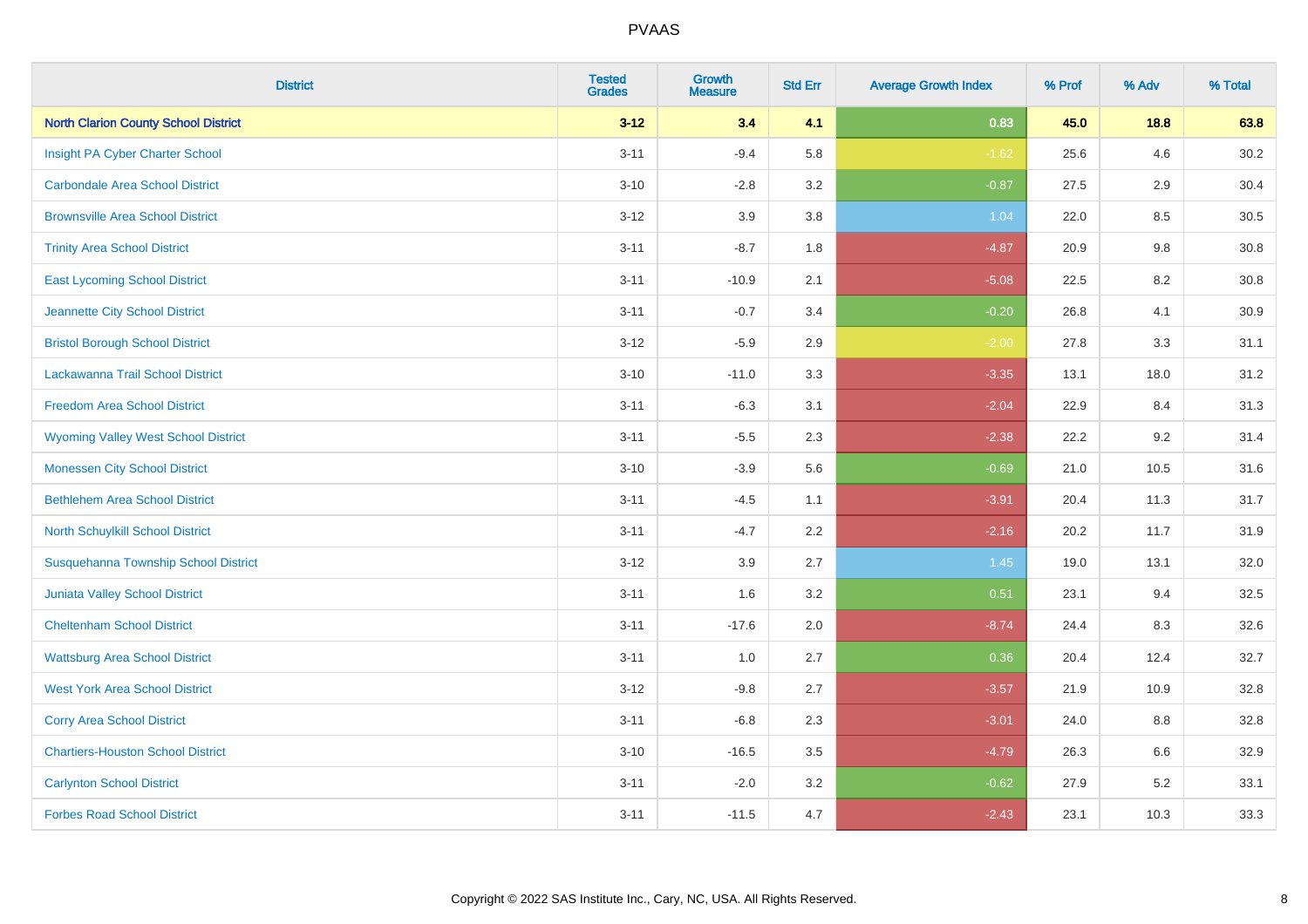# PVAAS

| District | Tested Grades | Growth Measure | Std Err | Average Growth Index | % Prof | % Adv | % Total |
|---|---|---|---|---|---|---|---|
| **North Clarion County School District** | **3-12** | **3.4** | **4.1** | **0.83** | **45.0** | **18.8** | **63.8** |
| Insight PA Cyber Charter School | 3-11 | -9.4 | 5.8 | -1.62 | 25.6 | 4.6 | 30.2 |
| Carbondale Area School District | 3-10 | -2.8 | 3.2 | -0.87 | 27.5 | 2.9 | 30.4 |
| Brownsville Area School District | 3-12 | 3.9 | 3.8 | 1.04 | 22.0 | 8.5 | 30.5 |
| Trinity Area School District | 3-11 | -8.7 | 1.8 | -4.87 | 20.9 | 9.8 | 30.8 |
| East Lycoming School District | 3-11 | -10.9 | 2.1 | -5.08 | 22.5 | 8.2 | 30.8 |
| Jeannette City School District | 3-11 | -0.7 | 3.4 | -0.20 | 26.8 | 4.1 | 30.9 |
| Bristol Borough School District | 3-12 | -5.9 | 2.9 | -2.00 | 27.8 | 3.3 | 31.1 |
| Lackawanna Trail School District | 3-10 | -11.0 | 3.3 | -3.35 | 13.1 | 18.0 | 31.2 |
| Freedom Area School District | 3-11 | -6.3 | 3.1 | -2.04 | 22.9 | 8.4 | 31.3 |
| Wyoming Valley West School District | 3-11 | -5.5 | 2.3 | -2.38 | 22.2 | 9.2 | 31.4 |
| Monessen City School District | 3-10 | -3.9 | 5.6 | -0.69 | 21.0 | 10.5 | 31.6 |
| Bethlehem Area School District | 3-11 | -4.5 | 1.1 | -3.91 | 20.4 | 11.3 | 31.7 |
| North Schuylkill School District | 3-11 | -4.7 | 2.2 | -2.16 | 20.2 | 11.7 | 31.9 |
| Susquehanna Township School District | 3-12 | 3.9 | 2.7 | 1.45 | 19.0 | 13.1 | 32.0 |
| Juniata Valley School District | 3-11 | 1.6 | 3.2 | 0.51 | 23.1 | 9.4 | 32.5 |
| Cheltenham School District | 3-11 | -17.6 | 2.0 | -8.74 | 24.4 | 8.3 | 32.6 |
| Wattsburg Area School District | 3-11 | 1.0 | 2.7 | 0.36 | 20.4 | 12.4 | 32.7 |
| West York Area School District | 3-12 | -9.8 | 2.7 | -3.57 | 21.9 | 10.9 | 32.8 |
| Corry Area School District | 3-11 | -6.8 | 2.3 | -3.01 | 24.0 | 8.8 | 32.8 |
| Chartiers-Houston School District | 3-10 | -16.5 | 3.5 | -4.79 | 26.3 | 6.6 | 32.9 |
| Carlynton School District | 3-11 | -2.0 | 3.2 | -0.62 | 27.9 | 5.2 | 33.1 |
| Forbes Road School District | 3-11 | -11.5 | 4.7 | -2.43 | 23.1 | 10.3 | 33.3 |

Copyright © 2022 SAS Institute Inc., Cary, NC, USA. All Rights Reserved.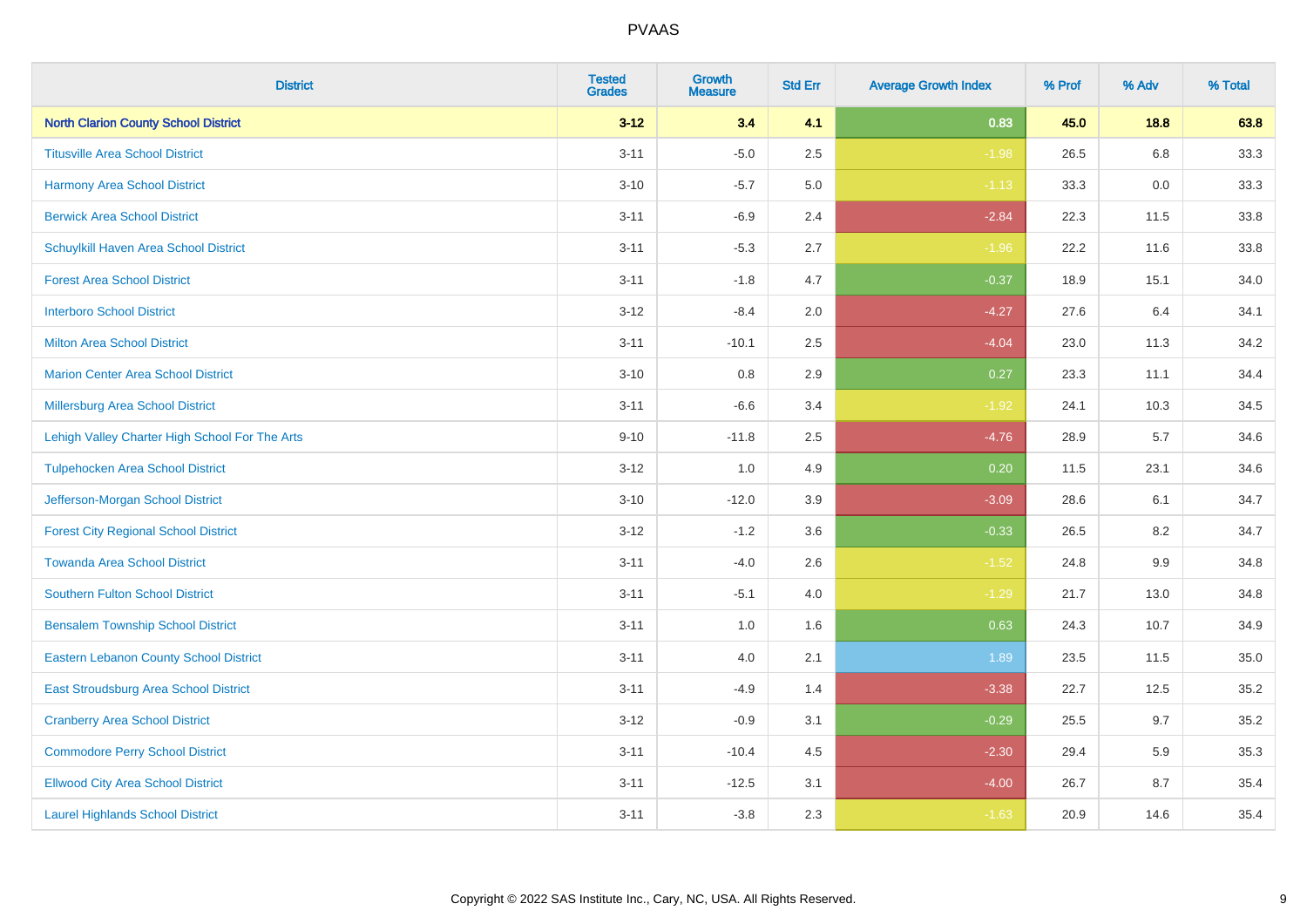# PVAAS

| District | Tested Grades | Growth Measure | Std Err | Average Growth Index | % Prof | % Adv | % Total |
|---|---|---|---|---|---|---|---|
| **North Clarion County School District** | **3-12** | **3.4** | **4.1** | **0.83** | **45.0** | **18.8** | **63.8** |
| Titusville Area School District | 3-11 | -5.0 | 2.5 | -1.98 | 26.5 | 6.8 | 33.3 |
| Harmony Area School District | 3-10 | -5.7 | 5.0 | -1.13 | 33.3 | 0.0 | 33.3 |
| Berwick Area School District | 3-11 | -6.9 | 2.4 | -2.84 | 22.3 | 11.5 | 33.8 |
| Schuylkill Haven Area School District | 3-11 | -5.3 | 2.7 | -1.96 | 22.2 | 11.6 | 33.8 |
| Forest Area School District | 3-11 | -1.8 | 4.7 | -0.37 | 18.9 | 15.1 | 34.0 |
| Interboro School District | 3-12 | -8.4 | 2.0 | -4.27 | 27.6 | 6.4 | 34.1 |
| Milton Area School District | 3-11 | -10.1 | 2.5 | -4.04 | 23.0 | 11.3 | 34.2 |
| Marion Center Area School District | 3-10 | 0.8 | 2.9 | 0.27 | 23.3 | 11.1 | 34.4 |
| Millersburg Area School District | 3-11 | -6.6 | 3.4 | -1.92 | 24.1 | 10.3 | 34.5 |
| Lehigh Valley Charter High School For The Arts | 9-10 | -11.8 | 2.5 | -4.76 | 28.9 | 5.7 | 34.6 |
| Tulpehocken Area School District | 3-12 | 1.0 | 4.9 | 0.20 | 11.5 | 23.1 | 34.6 |
| Jefferson-Morgan School District | 3-10 | -12.0 | 3.9 | -3.09 | 28.6 | 6.1 | 34.7 |
| Forest City Regional School District | 3-12 | -1.2 | 3.6 | -0.33 | 26.5 | 8.2 | 34.7 |
| Towanda Area School District | 3-11 | -4.0 | 2.6 | -1.52 | 24.8 | 9.9 | 34.8 |
| Southern Fulton School District | 3-11 | -5.1 | 4.0 | -1.29 | 21.7 | 13.0 | 34.8 |
| Bensalem Township School District | 3-11 | 1.0 | 1.6 | 0.63 | 24.3 | 10.7 | 34.9 |
| Eastern Lebanon County School District | 3-11 | 4.0 | 2.1 | 1.89 | 23.5 | 11.5 | 35.0 |
| East Stroudsburg Area School District | 3-11 | -4.9 | 1.4 | -3.38 | 22.7 | 12.5 | 35.2 |
| Cranberry Area School District | 3-12 | -0.9 | 3.1 | -0.29 | 25.5 | 9.7 | 35.2 |
| Commodore Perry School District | 3-11 | -10.4 | 4.5 | -2.30 | 29.4 | 5.9 | 35.3 |
| Ellwood City Area School District | 3-11 | -12.5 | 3.1 | -4.00 | 26.7 | 8.7 | 35.4 |
| Laurel Highlands School District | 3-11 | -3.8 | 2.3 | -1.63 | 20.9 | 14.6 | 35.4 |

Copyright © 2022 SAS Institute Inc., Cary, NC, USA. All Rights Reserved.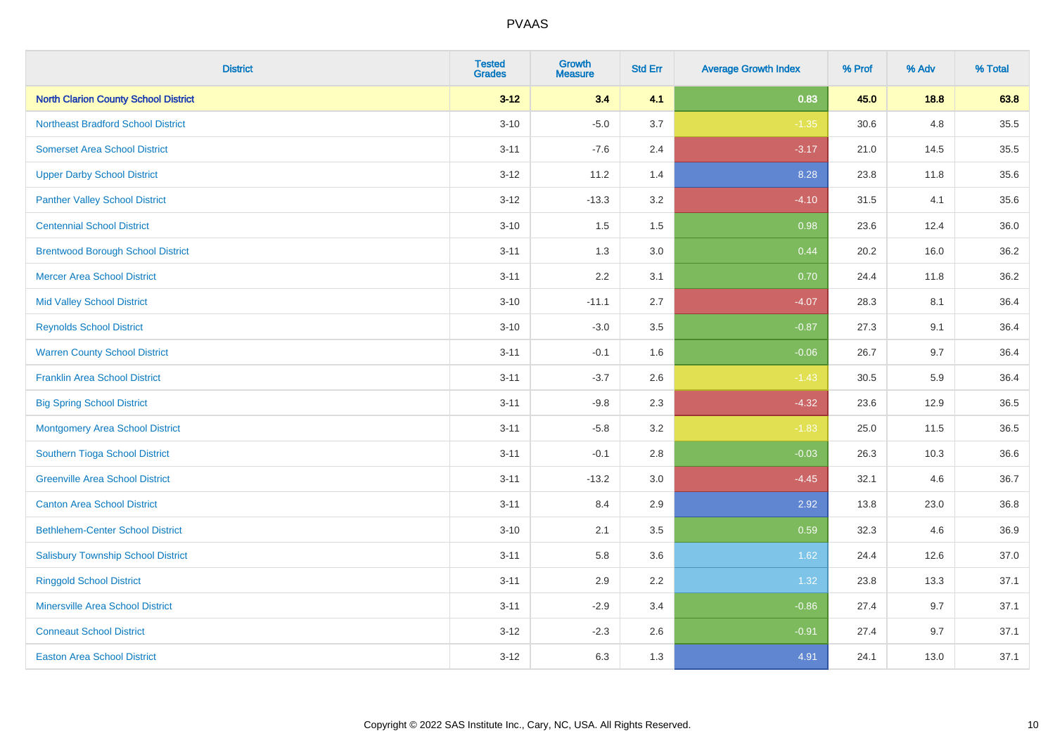PVAAS

| District | Tested Grades | Growth Measure | Std Err | Average Growth Index | % Prof | % Adv | % Total |
|---|---|---|---|---|---|---|---|
| **North Clarion County School District** | **3-12** | **3.4** | **4.1** | **0.83** | **45.0** | **18.8** | **63.8** |
| Northeast Bradford School District | 3-10 | -5.0 | 3.7 | -1.35 | 30.6 | 4.8 | 35.5 |
| Somerset Area School District | 3-11 | -7.6 | 2.4 | -3.17 | 21.0 | 14.5 | 35.5 |
| Upper Darby School District | 3-12 | 11.2 | 1.4 | 8.28 | 23.8 | 11.8 | 35.6 |
| Panther Valley School District | 3-12 | -13.3 | 3.2 | -4.10 | 31.5 | 4.1 | 35.6 |
| Centennial School District | 3-10 | 1.5 | 1.5 | 0.98 | 23.6 | 12.4 | 36.0 |
| Brentwood Borough School District | 3-11 | 1.3 | 3.0 | 0.44 | 20.2 | 16.0 | 36.2 |
| Mercer Area School District | 3-11 | 2.2 | 3.1 | 0.70 | 24.4 | 11.8 | 36.2 |
| Mid Valley School District | 3-10 | -11.1 | 2.7 | -4.07 | 28.3 | 8.1 | 36.4 |
| Reynolds School District | 3-10 | -3.0 | 3.5 | -0.87 | 27.3 | 9.1 | 36.4 |
| Warren County School District | 3-11 | -0.1 | 1.6 | -0.06 | 26.7 | 9.7 | 36.4 |
| Franklin Area School District | 3-11 | -3.7 | 2.6 | -1.43 | 30.5 | 5.9 | 36.4 |
| Big Spring School District | 3-11 | -9.8 | 2.3 | -4.32 | 23.6 | 12.9 | 36.5 |
| Montgomery Area School District | 3-11 | -5.8 | 3.2 | -1.83 | 25.0 | 11.5 | 36.5 |
| Southern Tioga School District | 3-11 | -0.1 | 2.8 | -0.03 | 26.3 | 10.3 | 36.6 |
| Greenville Area School District | 3-11 | -13.2 | 3.0 | -4.45 | 32.1 | 4.6 | 36.7 |
| Canton Area School District | 3-11 | 8.4 | 2.9 | 2.92 | 13.8 | 23.0 | 36.8 |
| Bethlehem-Center School District | 3-10 | 2.1 | 3.5 | 0.59 | 32.3 | 4.6 | 36.9 |
| Salisbury Township School District | 3-11 | 5.8 | 3.6 | 1.62 | 24.4 | 12.6 | 37.0 |
| Ringgold School District | 3-11 | 2.9 | 2.2 | 1.32 | 23.8 | 13.3 | 37.1 |
| Minersville Area School District | 3-11 | -2.9 | 3.4 | -0.86 | 27.4 | 9.7 | 37.1 |
| Conneaut School District | 3-12 | -2.3 | 2.6 | -0.91 | 27.4 | 9.7 | 37.1 |
| Easton Area School District | 3-12 | 6.3 | 1.3 | 4.91 | 24.1 | 13.0 | 37.1 |

Copyright © 2022 SAS Institute Inc., Cary, NC, USA. All Rights Reserved.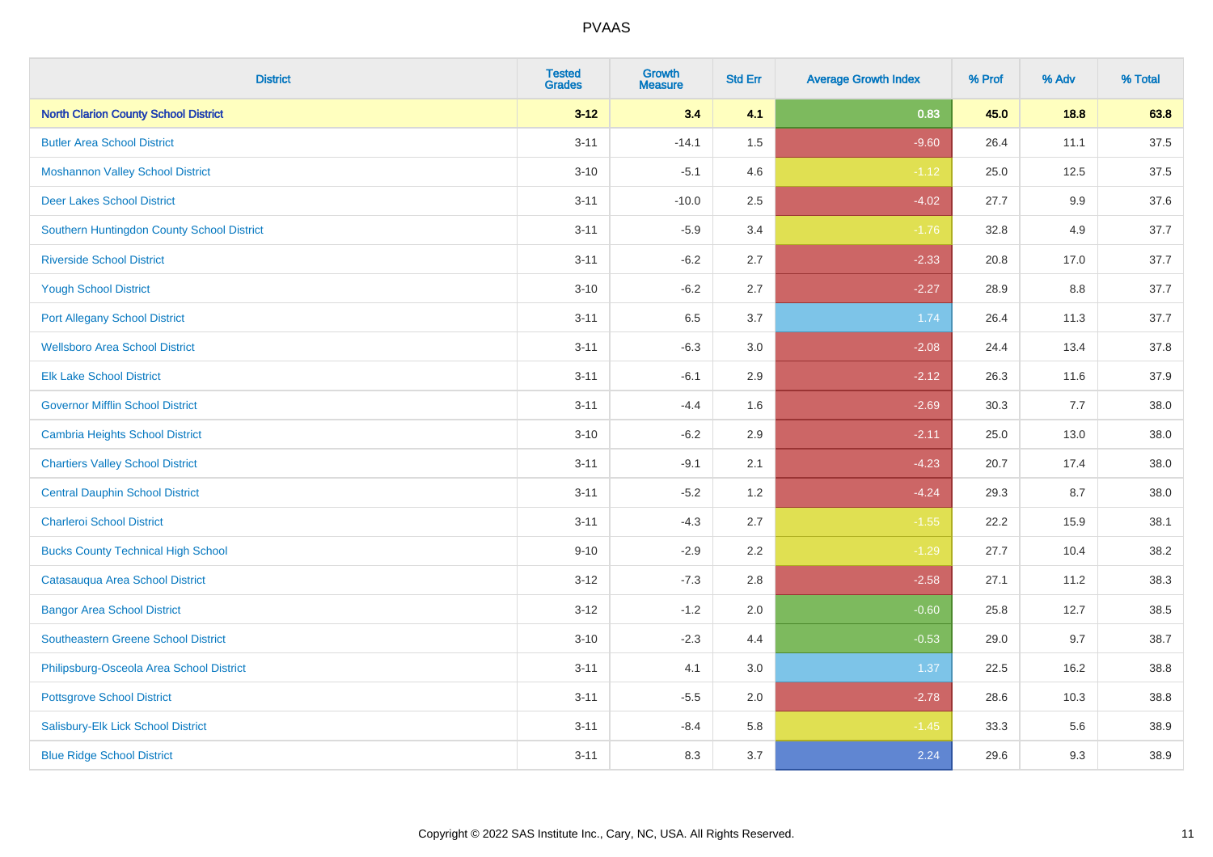# PVAAS

| District | Tested Grades | Growth Measure | Std Err | Average Growth Index | % Prof | % Adv | % Total |
|---|---|---|---|---|---|---|---|
| **North Clarion County School District** | **3-12** | **3.4** | **4.1** | **0.83** | **45.0** | **18.8** | **63.8** |
| Butler Area School District | 3-11 | -14.1 | 1.5 | -9.60 | 26.4 | 11.1 | 37.5 |
| Moshannon Valley School District | 3-10 | -5.1 | 4.6 | -1.12 | 25.0 | 12.5 | 37.5 |
| Deer Lakes School District | 3-11 | -10.0 | 2.5 | -4.02 | 27.7 | 9.9 | 37.6 |
| Southern Huntingdon County School District | 3-11 | -5.9 | 3.4 | -1.76 | 32.8 | 4.9 | 37.7 |
| Riverside School District | 3-11 | -6.2 | 2.7 | -2.33 | 20.8 | 17.0 | 37.7 |
| Yough School District | 3-10 | -6.2 | 2.7 | -2.27 | 28.9 | 8.8 | 37.7 |
| Port Allegany School District | 3-11 | 6.5 | 3.7 | 1.74 | 26.4 | 11.3 | 37.7 |
| Wellsboro Area School District | 3-11 | -6.3 | 3.0 | -2.08 | 24.4 | 13.4 | 37.8 |
| Elk Lake School District | 3-11 | -6.1 | 2.9 | -2.12 | 26.3 | 11.6 | 37.9 |
| Governor Mifflin School District | 3-11 | -4.4 | 1.6 | -2.69 | 30.3 | 7.7 | 38.0 |
| Cambria Heights School District | 3-10 | -6.2 | 2.9 | -2.11 | 25.0 | 13.0 | 38.0 |
| Chartiers Valley School District | 3-11 | -9.1 | 2.1 | -4.23 | 20.7 | 17.4 | 38.0 |
| Central Dauphin School District | 3-11 | -5.2 | 1.2 | -4.24 | 29.3 | 8.7 | 38.0 |
| Charleroi School District | 3-11 | -4.3 | 2.7 | -1.55 | 22.2 | 15.9 | 38.1 |
| Bucks County Technical High School | 9-10 | -2.9 | 2.2 | -1.29 | 27.7 | 10.4 | 38.2 |
| Catasauqua Area School District | 3-12 | -7.3 | 2.8 | -2.58 | 27.1 | 11.2 | 38.3 |
| Bangor Area School District | 3-12 | -1.2 | 2.0 | -0.60 | 25.8 | 12.7 | 38.5 |
| Southeastern Greene School District | 3-10 | -2.3 | 4.4 | -0.53 | 29.0 | 9.7 | 38.7 |
| Philipsburg-Osceola Area School District | 3-11 | 4.1 | 3.0 | 1.37 | 22.5 | 16.2 | 38.8 |
| Pottsgrove School District | 3-11 | -5.5 | 2.0 | -2.78 | 28.6 | 10.3 | 38.8 |
| Salisbury-Elk Lick School District | 3-11 | -8.4 | 5.8 | -1.45 | 33.3 | 5.6 | 38.9 |
| Blue Ridge School District | 3-11 | 8.3 | 3.7 | 2.24 | 29.6 | 9.3 | 38.9 |

Copyright © 2022 SAS Institute Inc., Cary, NC, USA. All Rights Reserved.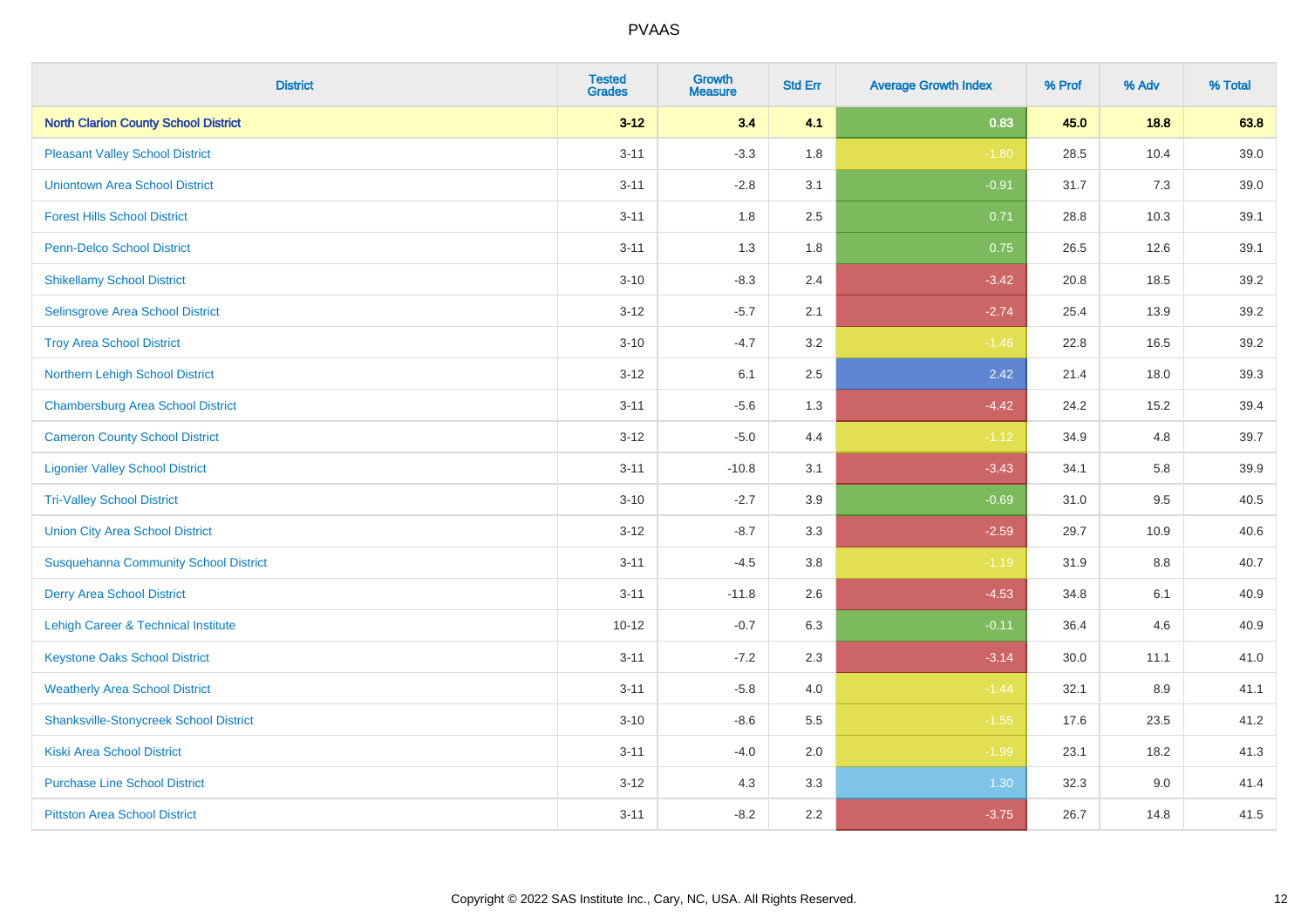PVAAS

| District | Tested Grades | Growth Measure | Std Err | Average Growth Index | % Prof | % Adv | % Total |
|---|---|---|---|---|---|---|---|
| **North Clarion County School District** | **3-12** | **3.4** | **4.1** | **0.83** | **45.0** | **18.8** | **63.8** |
| Pleasant Valley School District | 3-11 | -3.3 | 1.8 | -1.80 | 28.5 | 10.4 | 39.0 |
| Uniontown Area School District | 3-11 | -2.8 | 3.1 | -0.91 | 31.7 | 7.3 | 39.0 |
| Forest Hills School District | 3-11 | 1.8 | 2.5 | 0.71 | 28.8 | 10.3 | 39.1 |
| Penn-Delco School District | 3-11 | 1.3 | 1.8 | 0.75 | 26.5 | 12.6 | 39.1 |
| Shikellamy School District | 3-10 | -8.3 | 2.4 | -3.42 | 20.8 | 18.5 | 39.2 |
| Selinsgrove Area School District | 3-12 | -5.7 | 2.1 | -2.74 | 25.4 | 13.9 | 39.2 |
| Troy Area School District | 3-10 | -4.7 | 3.2 | -1.46 | 22.8 | 16.5 | 39.2 |
| Northern Lehigh School District | 3-12 | 6.1 | 2.5 | 2.42 | 21.4 | 18.0 | 39.3 |
| Chambersburg Area School District | 3-11 | -5.6 | 1.3 | -4.42 | 24.2 | 15.2 | 39.4 |
| Cameron County School District | 3-12 | -5.0 | 4.4 | -1.12 | 34.9 | 4.8 | 39.7 |
| Ligonier Valley School District | 3-11 | -10.8 | 3.1 | -3.43 | 34.1 | 5.8 | 39.9 |
| Tri-Valley School District | 3-10 | -2.7 | 3.9 | -0.69 | 31.0 | 9.5 | 40.5 |
| Union City Area School District | 3-12 | -8.7 | 3.3 | -2.59 | 29.7 | 10.9 | 40.6 |
| Susquehanna Community School District | 3-11 | -4.5 | 3.8 | -1.19 | 31.9 | 8.8 | 40.7 |
| Derry Area School District | 3-11 | -11.8 | 2.6 | -4.53 | 34.8 | 6.1 | 40.9 |
| Lehigh Career & Technical Institute | 10-12 | -0.7 | 6.3 | -0.11 | 36.4 | 4.6 | 40.9 |
| Keystone Oaks School District | 3-11 | -7.2 | 2.3 | -3.14 | 30.0 | 11.1 | 41.0 |
| Weatherly Area School District | 3-11 | -5.8 | 4.0 | -1.44 | 32.1 | 8.9 | 41.1 |
| Shanksville-Stonycreek School District | 3-10 | -8.6 | 5.5 | -1.55 | 17.6 | 23.5 | 41.2 |
| Kiski Area School District | 3-11 | -4.0 | 2.0 | -1.99 | 23.1 | 18.2 | 41.3 |
| Purchase Line School District | 3-12 | 4.3 | 3.3 | 1.30 | 32.3 | 9.0 | 41.4 |
| Pittston Area School District | 3-11 | -8.2 | 2.2 | -3.75 | 26.7 | 14.8 | 41.5 |

Copyright © 2022 SAS Institute Inc., Cary, NC, USA. All Rights Reserved.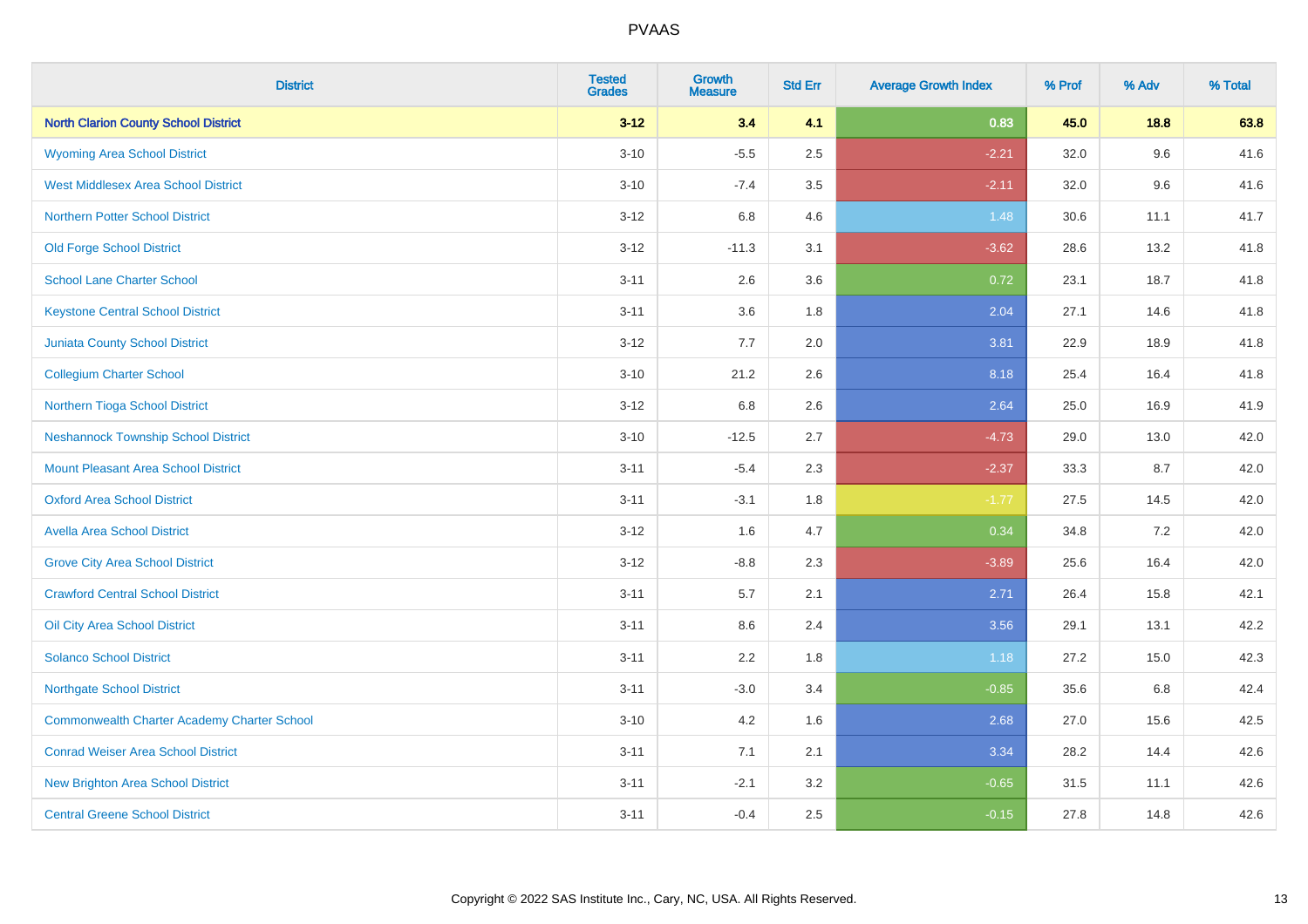# PVAAS

| District | Tested Grades | Growth Measure | Std Err | Average Growth Index | % Prof | % Adv | % Total |
|---|---|---|---|---|---|---|---|
| **North Clarion County School District** | **3-12** | **3.4** | **4.1** | **0.83** | **45.0** | **18.8** | **63.8** |
| Wyoming Area School District | 3-10 | -5.5 | 2.5 | -2.21 | 32.0 | 9.6 | 41.6 |
| West Middlesex Area School District | 3-10 | -7.4 | 3.5 | -2.11 | 32.0 | 9.6 | 41.6 |
| Northern Potter School District | 3-12 | 6.8 | 4.6 | 1.48 | 30.6 | 11.1 | 41.7 |
| Old Forge School District | 3-12 | -11.3 | 3.1 | -3.62 | 28.6 | 13.2 | 41.8 |
| School Lane Charter School | 3-11 | 2.6 | 3.6 | 0.72 | 23.1 | 18.7 | 41.8 |
| Keystone Central School District | 3-11 | 3.6 | 1.8 | 2.04 | 27.1 | 14.6 | 41.8 |
| Juniata County School District | 3-12 | 7.7 | 2.0 | 3.81 | 22.9 | 18.9 | 41.8 |
| Collegium Charter School | 3-10 | 21.2 | 2.6 | 8.18 | 25.4 | 16.4 | 41.8 |
| Northern Tioga School District | 3-12 | 6.8 | 2.6 | 2.64 | 25.0 | 16.9 | 41.9 |
| Neshannock Township School District | 3-10 | -12.5 | 2.7 | -4.73 | 29.0 | 13.0 | 42.0 |
| Mount Pleasant Area School District | 3-11 | -5.4 | 2.3 | -2.37 | 33.3 | 8.7 | 42.0 |
| Oxford Area School District | 3-11 | -3.1 | 1.8 | -1.77 | 27.5 | 14.5 | 42.0 |
| Avella Area School District | 3-12 | 1.6 | 4.7 | 0.34 | 34.8 | 7.2 | 42.0 |
| Grove City Area School District | 3-12 | -8.8 | 2.3 | -3.89 | 25.6 | 16.4 | 42.0 |
| Crawford Central School District | 3-11 | 5.7 | 2.1 | 2.71 | 26.4 | 15.8 | 42.1 |
| Oil City Area School District | 3-11 | 8.6 | 2.4 | 3.56 | 29.1 | 13.1 | 42.2 |
| Solanco School District | 3-11 | 2.2 | 1.8 | 1.18 | 27.2 | 15.0 | 42.3 |
| Northgate School District | 3-11 | -3.0 | 3.4 | -0.85 | 35.6 | 6.8 | 42.4 |
| Commonwealth Charter Academy Charter School | 3-10 | 4.2 | 1.6 | 2.68 | 27.0 | 15.6 | 42.5 |
| Conrad Weiser Area School District | 3-11 | 7.1 | 2.1 | 3.34 | 28.2 | 14.4 | 42.6 |
| New Brighton Area School District | 3-11 | -2.1 | 3.2 | -0.65 | 31.5 | 11.1 | 42.6 |
| Central Greene School District | 3-11 | -0.4 | 2.5 | -0.15 | 27.8 | 14.8 | 42.6 |

Copyright © 2022 SAS Institute Inc., Cary, NC, USA. All Rights Reserved.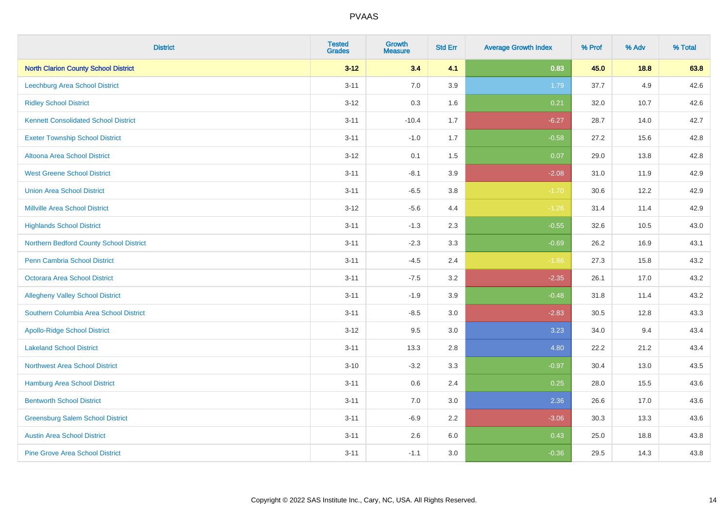# PVAAS

| District | Tested Grades | Growth Measure | Std Err | Average Growth Index | % Prof | % Adv | % Total |
|---|---|---|---|---|---|---|---|
| **North Clarion County School District** | **3-12** | **3.4** | **4.1** | **0.83** | **45.0** | **18.8** | **63.8** |
| Leechburg Area School District | 3-11 | 7.0 | 3.9 | 1.79 | 37.7 | 4.9 | 42.6 |
| Ridley School District | 3-12 | 0.3 | 1.6 | 0.21 | 32.0 | 10.7 | 42.6 |
| Kennett Consolidated School District | 3-11 | -10.4 | 1.7 | -6.27 | 28.7 | 14.0 | 42.7 |
| Exeter Township School District | 3-11 | -1.0 | 1.7 | -0.58 | 27.2 | 15.6 | 42.8 |
| Altoona Area School District | 3-12 | 0.1 | 1.5 | 0.07 | 29.0 | 13.8 | 42.8 |
| West Greene School District | 3-11 | -8.1 | 3.9 | -2.08 | 31.0 | 11.9 | 42.9 |
| Union Area School District | 3-11 | -6.5 | 3.8 | -1.70 | 30.6 | 12.2 | 42.9 |
| Millville Area School District | 3-12 | -5.6 | 4.4 | -1.26 | 31.4 | 11.4 | 42.9 |
| Highlands School District | 3-11 | -1.3 | 2.3 | -0.55 | 32.6 | 10.5 | 43.0 |
| Northern Bedford County School District | 3-11 | -2.3 | 3.3 | -0.69 | 26.2 | 16.9 | 43.1 |
| Penn Cambria School District | 3-11 | -4.5 | 2.4 | -1.86 | 27.3 | 15.8 | 43.2 |
| Octorara Area School District | 3-11 | -7.5 | 3.2 | -2.35 | 26.1 | 17.0 | 43.2 |
| Allegheny Valley School District | 3-11 | -1.9 | 3.9 | -0.48 | 31.8 | 11.4 | 43.2 |
| Southern Columbia Area School District | 3-11 | -8.5 | 3.0 | -2.83 | 30.5 | 12.8 | 43.3 |
| Apollo-Ridge School District | 3-12 | 9.5 | 3.0 | 3.23 | 34.0 | 9.4 | 43.4 |
| Lakeland School District | 3-11 | 13.3 | 2.8 | 4.80 | 22.2 | 21.2 | 43.4 |
| Northwest Area School District | 3-10 | -3.2 | 3.3 | -0.97 | 30.4 | 13.0 | 43.5 |
| Hamburg Area School District | 3-11 | 0.6 | 2.4 | 0.25 | 28.0 | 15.5 | 43.6 |
| Bentworth School District | 3-11 | 7.0 | 3.0 | 2.36 | 26.6 | 17.0 | 43.6 |
| Greensburg Salem School District | 3-11 | -6.9 | 2.2 | -3.06 | 30.3 | 13.3 | 43.6 |
| Austin Area School District | 3-11 | 2.6 | 6.0 | 0.43 | 25.0 | 18.8 | 43.8 |
| Pine Grove Area School District | 3-11 | -1.1 | 3.0 | -0.36 | 29.5 | 14.3 | 43.8 |

Copyright © 2022 SAS Institute Inc., Cary, NC, USA. All Rights Reserved.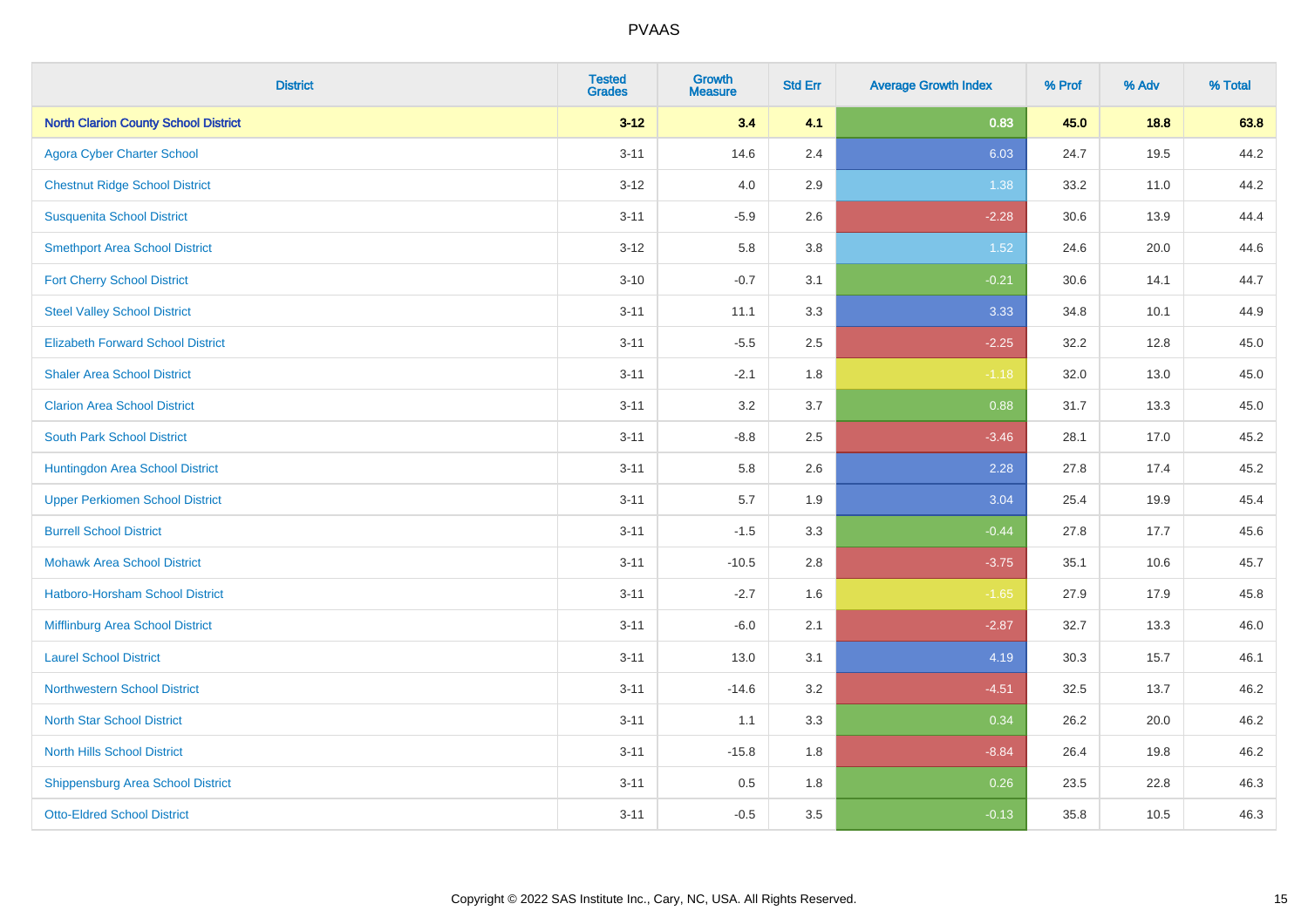| District | Tested Grades | Growth Measure | Std Err | Average Growth Index | % Prof | % Adv | % Total |
|---|---|---|---|---|---|---|---|
| **North Clarion County School District** | **3-12** | **3.4** | **4.1** | **0.83** | **45.0** | **18.8** | **63.8** |
| Agora Cyber Charter School | 3-11 | 14.6 | 2.4 | 6.03 | 24.7 | 19.5 | 44.2 |
| Chestnut Ridge School District | 3-12 | 4.0 | 2.9 | 1.38 | 33.2 | 11.0 | 44.2 |
| Susquenita School District | 3-11 | -5.9 | 2.6 | -2.28 | 30.6 | 13.9 | 44.4 |
| Smethport Area School District | 3-12 | 5.8 | 3.8 | 1.52 | 24.6 | 20.0 | 44.6 |
| Fort Cherry School District | 3-10 | -0.7 | 3.1 | -0.21 | 30.6 | 14.1 | 44.7 |
| Steel Valley School District | 3-11 | 11.1 | 3.3 | 3.33 | 34.8 | 10.1 | 44.9 |
| Elizabeth Forward School District | 3-11 | -5.5 | 2.5 | -2.25 | 32.2 | 12.8 | 45.0 |
| Shaler Area School District | 3-11 | -2.1 | 1.8 | -1.18 | 32.0 | 13.0 | 45.0 |
| Clarion Area School District | 3-11 | 3.2 | 3.7 | 0.88 | 31.7 | 13.3 | 45.0 |
| South Park School District | 3-11 | -8.8 | 2.5 | -3.46 | 28.1 | 17.0 | 45.2 |
| Huntingdon Area School District | 3-11 | 5.8 | 2.6 | 2.28 | 27.8 | 17.4 | 45.2 |
| Upper Perkiomen School District | 3-11 | 5.7 | 1.9 | 3.04 | 25.4 | 19.9 | 45.4 |
| Burrell School District | 3-11 | -1.5 | 3.3 | -0.44 | 27.8 | 17.7 | 45.6 |
| Mohawk Area School District | 3-11 | -10.5 | 2.8 | -3.75 | 35.1 | 10.6 | 45.7 |
| Hatboro-Horsham School District | 3-11 | -2.7 | 1.6 | -1.65 | 27.9 | 17.9 | 45.8 |
| Mifflinburg Area School District | 3-11 | -6.0 | 2.1 | -2.87 | 32.7 | 13.3 | 46.0 |
| Laurel School District | 3-11 | 13.0 | 3.1 | 4.19 | 30.3 | 15.7 | 46.1 |
| Northwestern School District | 3-11 | -14.6 | 3.2 | -4.51 | 32.5 | 13.7 | 46.2 |
| North Star School District | 3-11 | 1.1 | 3.3 | 0.34 | 26.2 | 20.0 | 46.2 |
| North Hills School District | 3-11 | -15.8 | 1.8 | -8.84 | 26.4 | 19.8 | 46.2 |
| Shippensburg Area School District | 3-11 | 0.5 | 1.8 | 0.26 | 23.5 | 22.8 | 46.3 |
| Otto-Eldred School District | 3-11 | -0.5 | 3.5 | -0.13 | 35.8 | 10.5 | 46.3 |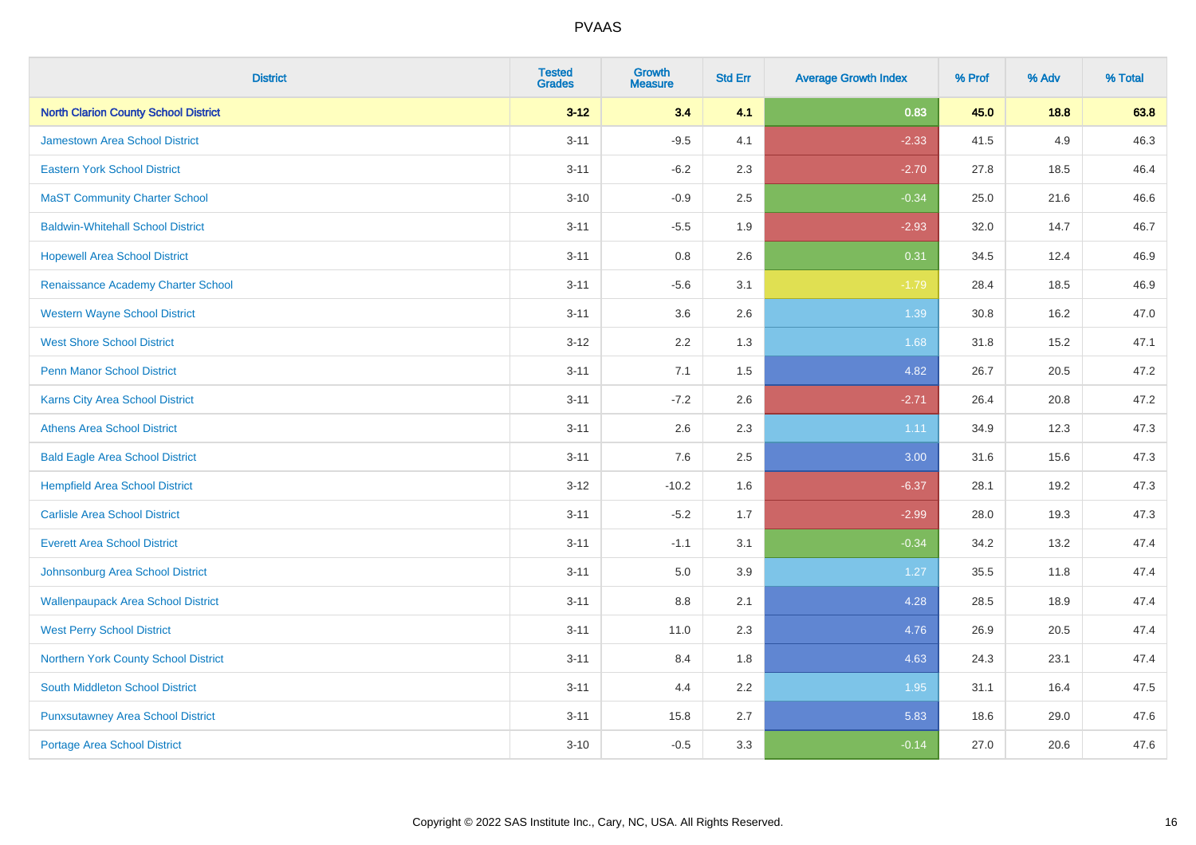| District | Tested Grades | Growth Measure | Std Err | Average Growth Index | % Prof | % Adv | % Total |
|---|---|---|---|---|---|---|---|
| **North Clarion County School District** | **3-12** | **3.4** | **4.1** | **0.83** | **45.0** | **18.8** | **63.8** |
| Jamestown Area School District | 3-11 | -9.5 | 4.1 | -2.33 | 41.5 | 4.9 | 46.3 |
| Eastern York School District | 3-11 | -6.2 | 2.3 | -2.70 | 27.8 | 18.5 | 46.4 |
| MaST Community Charter School | 3-10 | -0.9 | 2.5 | -0.34 | 25.0 | 21.6 | 46.6 |
| Baldwin-Whitehall School District | 3-11 | -5.5 | 1.9 | -2.93 | 32.0 | 14.7 | 46.7 |
| Hopewell Area School District | 3-11 | 0.8 | 2.6 | 0.31 | 34.5 | 12.4 | 46.9 |
| Renaissance Academy Charter School | 3-11 | -5.6 | 3.1 | -1.79 | 28.4 | 18.5 | 46.9 |
| Western Wayne School District | 3-11 | 3.6 | 2.6 | 1.39 | 30.8 | 16.2 | 47.0 |
| West Shore School District | 3-12 | 2.2 | 1.3 | 1.68 | 31.8 | 15.2 | 47.1 |
| Penn Manor School District | 3-11 | 7.1 | 1.5 | 4.82 | 26.7 | 20.5 | 47.2 |
| Karns City Area School District | 3-11 | -7.2 | 2.6 | -2.71 | 26.4 | 20.8 | 47.2 |
| Athens Area School District | 3-11 | 2.6 | 2.3 | 1.11 | 34.9 | 12.3 | 47.3 |
| Bald Eagle Area School District | 3-11 | 7.6 | 2.5 | 3.00 | 31.6 | 15.6 | 47.3 |
| Hempfield Area School District | 3-12 | -10.2 | 1.6 | -6.37 | 28.1 | 19.2 | 47.3 |
| Carlisle Area School District | 3-11 | -5.2 | 1.7 | -2.99 | 28.0 | 19.3 | 47.3 |
| Everett Area School District | 3-11 | -1.1 | 3.1 | -0.34 | 34.2 | 13.2 | 47.4 |
| Johnsonburg Area School District | 3-11 | 5.0 | 3.9 | 1.27 | 35.5 | 11.8 | 47.4 |
| Wallenpaupack Area School District | 3-11 | 8.8 | 2.1 | 4.28 | 28.5 | 18.9 | 47.4 |
| West Perry School District | 3-11 | 11.0 | 2.3 | 4.76 | 26.9 | 20.5 | 47.4 |
| Northern York County School District | 3-11 | 8.4 | 1.8 | 4.63 | 24.3 | 23.1 | 47.4 |
| South Middleton School District | 3-11 | 4.4 | 2.2 | 1.95 | 31.1 | 16.4 | 47.5 |
| Punxsutawney Area School District | 3-11 | 15.8 | 2.7 | 5.83 | 18.6 | 29.0 | 47.6 |
| Portage Area School District | 3-10 | -0.5 | 3.3 | -0.14 | 27.0 | 20.6 | 47.6 |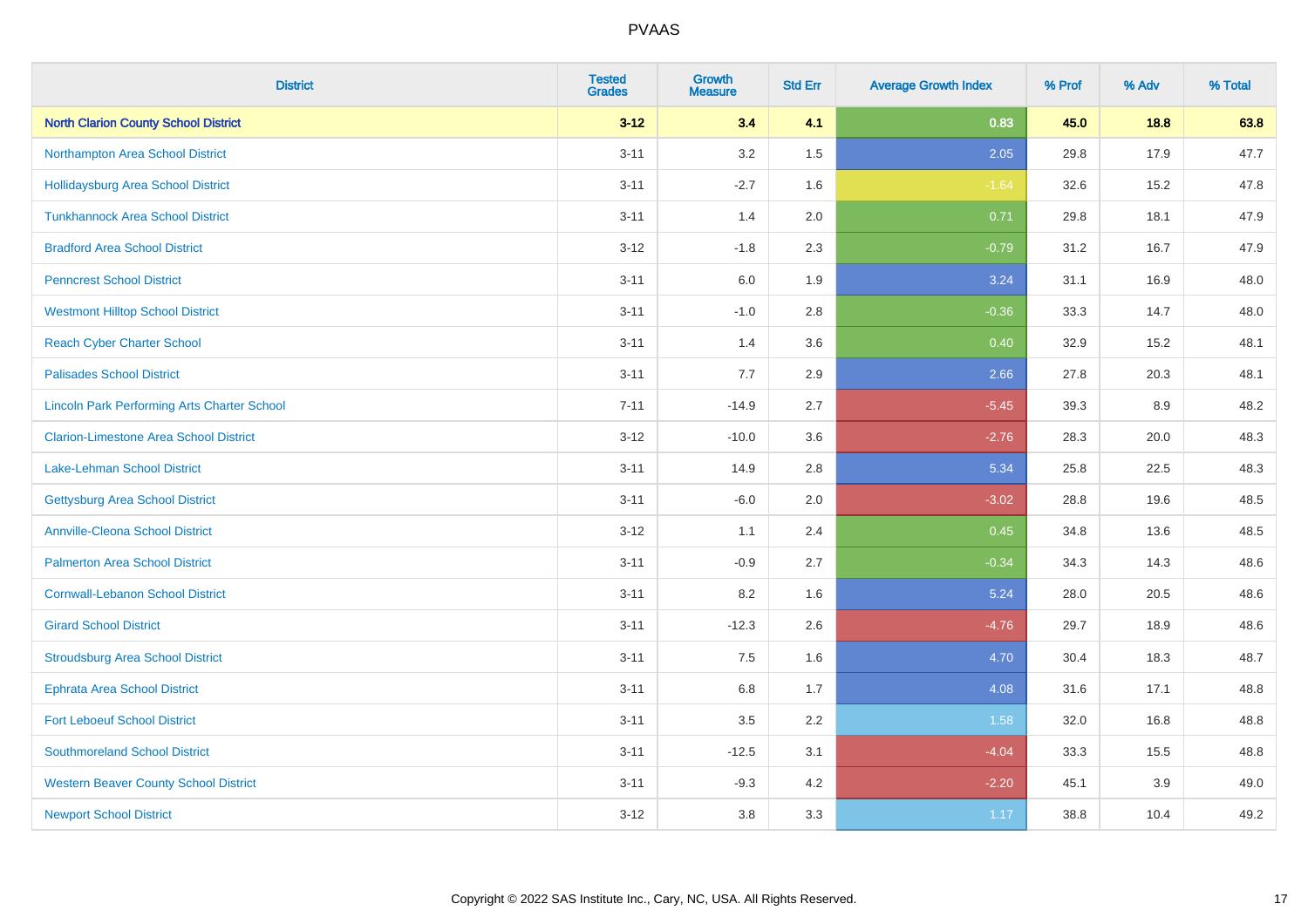# PVAAS

| District | Tested Grades | Growth Measure | Std Err | Average Growth Index | % Prof | % Adv | % Total |
|---|---|---|---|---|---|---|---|
| **North Clarion County School District** | **3-12** | **3.4** | **4.1** | **0.83** | **45.0** | **18.8** | **63.8** |
| Northampton Area School District | 3-11 | 3.2 | 1.5 | 2.05 | 29.8 | 17.9 | 47.7 |
| Hollidaysburg Area School District | 3-11 | -2.7 | 1.6 | -1.64 | 32.6 | 15.2 | 47.8 |
| Tunkhannock Area School District | 3-11 | 1.4 | 2.0 | 0.71 | 29.8 | 18.1 | 47.9 |
| Bradford Area School District | 3-12 | -1.8 | 2.3 | -0.79 | 31.2 | 16.7 | 47.9 |
| Penncrest School District | 3-11 | 6.0 | 1.9 | 3.24 | 31.1 | 16.9 | 48.0 |
| Westmont Hilltop School District | 3-11 | -1.0 | 2.8 | -0.36 | 33.3 | 14.7 | 48.0 |
| Reach Cyber Charter School | 3-11 | 1.4 | 3.6 | 0.40 | 32.9 | 15.2 | 48.1 |
| Palisades School District | 3-11 | 7.7 | 2.9 | 2.66 | 27.8 | 20.3 | 48.1 |
| Lincoln Park Performing Arts Charter School | 7-11 | -14.9 | 2.7 | -5.45 | 39.3 | 8.9 | 48.2 |
| Clarion-Limestone Area School District | 3-12 | -10.0 | 3.6 | -2.76 | 28.3 | 20.0 | 48.3 |
| Lake-Lehman School District | 3-11 | 14.9 | 2.8 | 5.34 | 25.8 | 22.5 | 48.3 |
| Gettysburg Area School District | 3-11 | -6.0 | 2.0 | -3.02 | 28.8 | 19.6 | 48.5 |
| Annville-Cleona School District | 3-12 | 1.1 | 2.4 | 0.45 | 34.8 | 13.6 | 48.5 |
| Palmerton Area School District | 3-11 | -0.9 | 2.7 | -0.34 | 34.3 | 14.3 | 48.6 |
| Cornwall-Lebanon School District | 3-11 | 8.2 | 1.6 | 5.24 | 28.0 | 20.5 | 48.6 |
| Girard School District | 3-11 | -12.3 | 2.6 | -4.76 | 29.7 | 18.9 | 48.6 |
| Stroudsburg Area School District | 3-11 | 7.5 | 1.6 | 4.70 | 30.4 | 18.3 | 48.7 |
| Ephrata Area School District | 3-11 | 6.8 | 1.7 | 4.08 | 31.6 | 17.1 | 48.8 |
| Fort Leboeuf School District | 3-11 | 3.5 | 2.2 | 1.58 | 32.0 | 16.8 | 48.8 |
| Southmoreland School District | 3-11 | -12.5 | 3.1 | -4.04 | 33.3 | 15.5 | 48.8 |
| Western Beaver County School District | 3-11 | -9.3 | 4.2 | -2.20 | 45.1 | 3.9 | 49.0 |
| Newport School District | 3-12 | 3.8 | 3.3 | 1.17 | 38.8 | 10.4 | 49.2 |

Copyright © 2022 SAS Institute Inc., Cary, NC, USA. All Rights Reserved.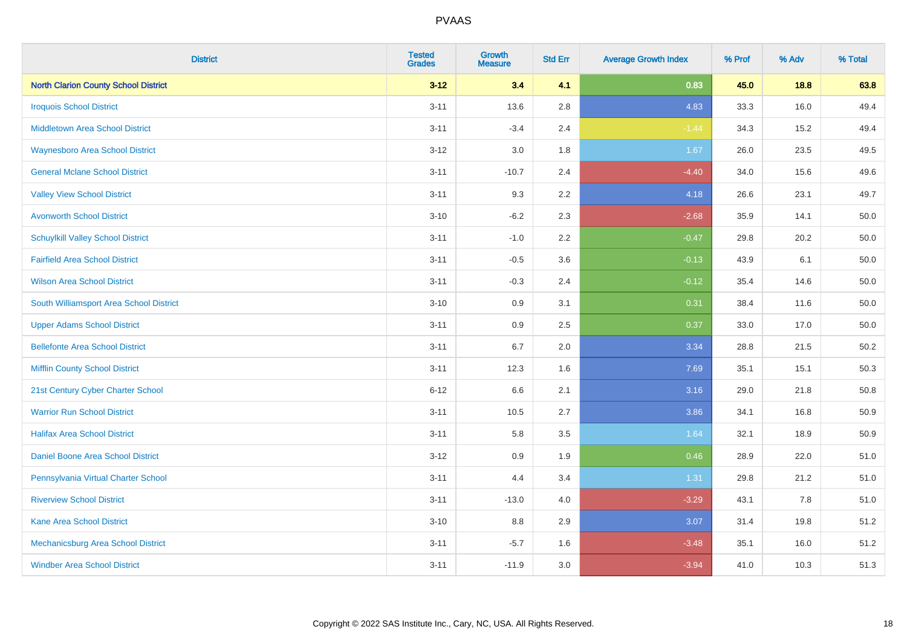# PVAAS

| District | Tested Grades | Growth Measure | Std Err | Average Growth Index | % Prof | % Adv | % Total |
|---|---|---|---|---|---|---|---|
| **North Clarion County School District** | **3-12** | **3.4** | **4.1** | **0.83** | **45.0** | **18.8** | **63.8** |
| Iroquois School District | 3-11 | 13.6 | 2.8 | 4.83 | 33.3 | 16.0 | 49.4 |
| Middletown Area School District | 3-11 | -3.4 | 2.4 | -1.44 | 34.3 | 15.2 | 49.4 |
| Waynesboro Area School District | 3-12 | 3.0 | 1.8 | 1.67 | 26.0 | 23.5 | 49.5 |
| General Mclane School District | 3-11 | -10.7 | 2.4 | -4.40 | 34.0 | 15.6 | 49.6 |
| Valley View School District | 3-11 | 9.3 | 2.2 | 4.18 | 26.6 | 23.1 | 49.7 |
| Avonworth School District | 3-10 | -6.2 | 2.3 | -2.68 | 35.9 | 14.1 | 50.0 |
| Schuylkill Valley School District | 3-11 | -1.0 | 2.2 | -0.47 | 29.8 | 20.2 | 50.0 |
| Fairfield Area School District | 3-11 | -0.5 | 3.6 | -0.13 | 43.9 | 6.1 | 50.0 |
| Wilson Area School District | 3-11 | -0.3 | 2.4 | -0.12 | 35.4 | 14.6 | 50.0 |
| South Williamsport Area School District | 3-10 | 0.9 | 3.1 | 0.31 | 38.4 | 11.6 | 50.0 |
| Upper Adams School District | 3-11 | 0.9 | 2.5 | 0.37 | 33.0 | 17.0 | 50.0 |
| Bellefonte Area School District | 3-11 | 6.7 | 2.0 | 3.34 | 28.8 | 21.5 | 50.2 |
| Mifflin County School District | 3-11 | 12.3 | 1.6 | 7.69 | 35.1 | 15.1 | 50.3 |
| 21st Century Cyber Charter School | 6-12 | 6.6 | 2.1 | 3.16 | 29.0 | 21.8 | 50.8 |
| Warrior Run School District | 3-11 | 10.5 | 2.7 | 3.86 | 34.1 | 16.8 | 50.9 |
| Halifax Area School District | 3-11 | 5.8 | 3.5 | 1.64 | 32.1 | 18.9 | 50.9 |
| Daniel Boone Area School District | 3-12 | 0.9 | 1.9 | 0.46 | 28.9 | 22.0 | 51.0 |
| Pennsylvania Virtual Charter School | 3-11 | 4.4 | 3.4 | 1.31 | 29.8 | 21.2 | 51.0 |
| Riverview School District | 3-11 | -13.0 | 4.0 | -3.29 | 43.1 | 7.8 | 51.0 |
| Kane Area School District | 3-10 | 8.8 | 2.9 | 3.07 | 31.4 | 19.8 | 51.2 |
| Mechanicsburg Area School District | 3-11 | -5.7 | 1.6 | -3.48 | 35.1 | 16.0 | 51.2 |
| Windber Area School District | 3-11 | -11.9 | 3.0 | -3.94 | 41.0 | 10.3 | 51.3 |

Copyright © 2022 SAS Institute Inc., Cary, NC, USA. All Rights Reserved.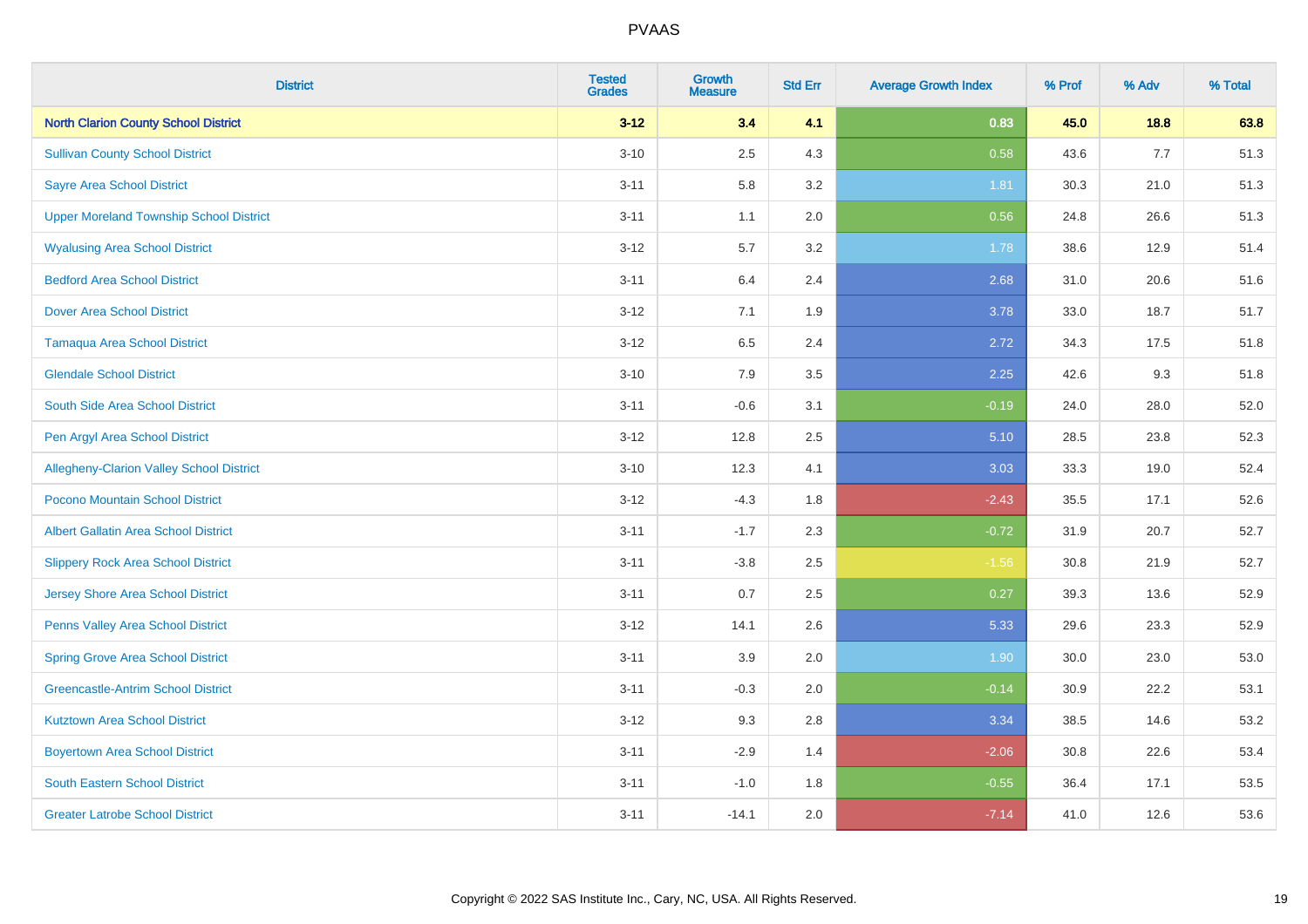# PVAAS

| District | Tested Grades | Growth Measure | Std Err | Average Growth Index | % Prof | % Adv | % Total |
|---|---|---|---|---|---|---|---|
| **North Clarion County School District** | **3-12** | **3.4** | **4.1** | **0.83** | **45.0** | **18.8** | **63.8** |
| Sullivan County School District | 3-10 | 2.5 | 4.3 | 0.58 | 43.6 | 7.7 | 51.3 |
| Sayre Area School District | 3-11 | 5.8 | 3.2 | 1.81 | 30.3 | 21.0 | 51.3 |
| Upper Moreland Township School District | 3-11 | 1.1 | 2.0 | 0.56 | 24.8 | 26.6 | 51.3 |
| Wyalusing Area School District | 3-12 | 5.7 | 3.2 | 1.78 | 38.6 | 12.9 | 51.4 |
| Bedford Area School District | 3-11 | 6.4 | 2.4 | 2.68 | 31.0 | 20.6 | 51.6 |
| Dover Area School District | 3-12 | 7.1 | 1.9 | 3.78 | 33.0 | 18.7 | 51.7 |
| Tamaqua Area School District | 3-12 | 6.5 | 2.4 | 2.72 | 34.3 | 17.5 | 51.8 |
| Glendale School District | 3-10 | 7.9 | 3.5 | 2.25 | 42.6 | 9.3 | 51.8 |
| South Side Area School District | 3-11 | -0.6 | 3.1 | -0.19 | 24.0 | 28.0 | 52.0 |
| Pen Argyl Area School District | 3-12 | 12.8 | 2.5 | 5.10 | 28.5 | 23.8 | 52.3 |
| Allegheny-Clarion Valley School District | 3-10 | 12.3 | 4.1 | 3.03 | 33.3 | 19.0 | 52.4 |
| Pocono Mountain School District | 3-12 | -4.3 | 1.8 | -2.43 | 35.5 | 17.1 | 52.6 |
| Albert Gallatin Area School District | 3-11 | -1.7 | 2.3 | -0.72 | 31.9 | 20.7 | 52.7 |
| Slippery Rock Area School District | 3-11 | -3.8 | 2.5 | -1.56 | 30.8 | 21.9 | 52.7 |
| Jersey Shore Area School District | 3-11 | 0.7 | 2.5 | 0.27 | 39.3 | 13.6 | 52.9 |
| Penns Valley Area School District | 3-12 | 14.1 | 2.6 | 5.33 | 29.6 | 23.3 | 52.9 |
| Spring Grove Area School District | 3-11 | 3.9 | 2.0 | 1.90 | 30.0 | 23.0 | 53.0 |
| Greencastle-Antrim School District | 3-11 | -0.3 | 2.0 | -0.14 | 30.9 | 22.2 | 53.1 |
| Kutztown Area School District | 3-12 | 9.3 | 2.8 | 3.34 | 38.5 | 14.6 | 53.2 |
| Boyertown Area School District | 3-11 | -2.9 | 1.4 | -2.06 | 30.8 | 22.6 | 53.4 |
| South Eastern School District | 3-11 | -1.0 | 1.8 | -0.55 | 36.4 | 17.1 | 53.5 |
| Greater Latrobe School District | 3-11 | -14.1 | 2.0 | -7.14 | 41.0 | 12.6 | 53.6 |

Copyright © 2022 SAS Institute Inc., Cary, NC, USA. All Rights Reserved.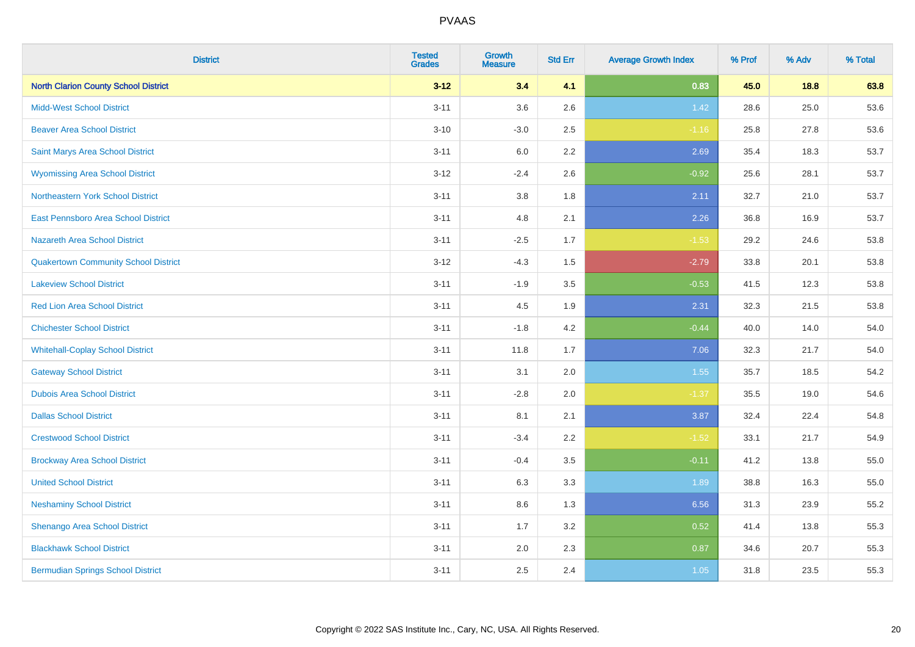| District | Tested Grades | Growth Measure | Std Err | Average Growth Index | % Prof | % Adv | % Total |
|---|---|---|---|---|---|---|---|
| **North Clarion County School District** | **3-12** | **3.4** | **4.1** | **0.83** | **45.0** | **18.8** | **63.8** |
| Midd-West School District | 3-11 | 3.6 | 2.6 | 1.42 | 28.6 | 25.0 | 53.6 |
| Beaver Area School District | 3-10 | -3.0 | 2.5 | -1.16 | 25.8 | 27.8 | 53.6 |
| Saint Marys Area School District | 3-11 | 6.0 | 2.2 | 2.69 | 35.4 | 18.3 | 53.7 |
| Wyomissing Area School District | 3-12 | -2.4 | 2.6 | -0.92 | 25.6 | 28.1 | 53.7 |
| Northeastern York School District | 3-11 | 3.8 | 1.8 | 2.11 | 32.7 | 21.0 | 53.7 |
| East Pennsboro Area School District | 3-11 | 4.8 | 2.1 | 2.26 | 36.8 | 16.9 | 53.7 |
| Nazareth Area School District | 3-11 | -2.5 | 1.7 | -1.53 | 29.2 | 24.6 | 53.8 |
| Quakertown Community School District | 3-12 | -4.3 | 1.5 | -2.79 | 33.8 | 20.1 | 53.8 |
| Lakeview School District | 3-11 | -1.9 | 3.5 | -0.53 | 41.5 | 12.3 | 53.8 |
| Red Lion Area School District | 3-11 | 4.5 | 1.9 | 2.31 | 32.3 | 21.5 | 53.8 |
| Chichester School District | 3-11 | -1.8 | 4.2 | -0.44 | 40.0 | 14.0 | 54.0 |
| Whitehall-Coplay School District | 3-11 | 11.8 | 1.7 | 7.06 | 32.3 | 21.7 | 54.0 |
| Gateway School District | 3-11 | 3.1 | 2.0 | 1.55 | 35.7 | 18.5 | 54.2 |
| Dubois Area School District | 3-11 | -2.8 | 2.0 | -1.37 | 35.5 | 19.0 | 54.6 |
| Dallas School District | 3-11 | 8.1 | 2.1 | 3.87 | 32.4 | 22.4 | 54.8 |
| Crestwood School District | 3-11 | -3.4 | 2.2 | -1.52 | 33.1 | 21.7 | 54.9 |
| Brockway Area School District | 3-11 | -0.4 | 3.5 | -0.11 | 41.2 | 13.8 | 55.0 |
| United School District | 3-11 | 6.3 | 3.3 | 1.89 | 38.8 | 16.3 | 55.0 |
| Neshaminy School District | 3-11 | 8.6 | 1.3 | 6.56 | 31.3 | 23.9 | 55.2 |
| Shenango Area School District | 3-11 | 1.7 | 3.2 | 0.52 | 41.4 | 13.8 | 55.3 |
| Blackhawk School District | 3-11 | 2.0 | 2.3 | 0.87 | 34.6 | 20.7 | 55.3 |
| Bermudian Springs School District | 3-11 | 2.5 | 2.4 | 1.05 | 31.8 | 23.5 | 55.3 |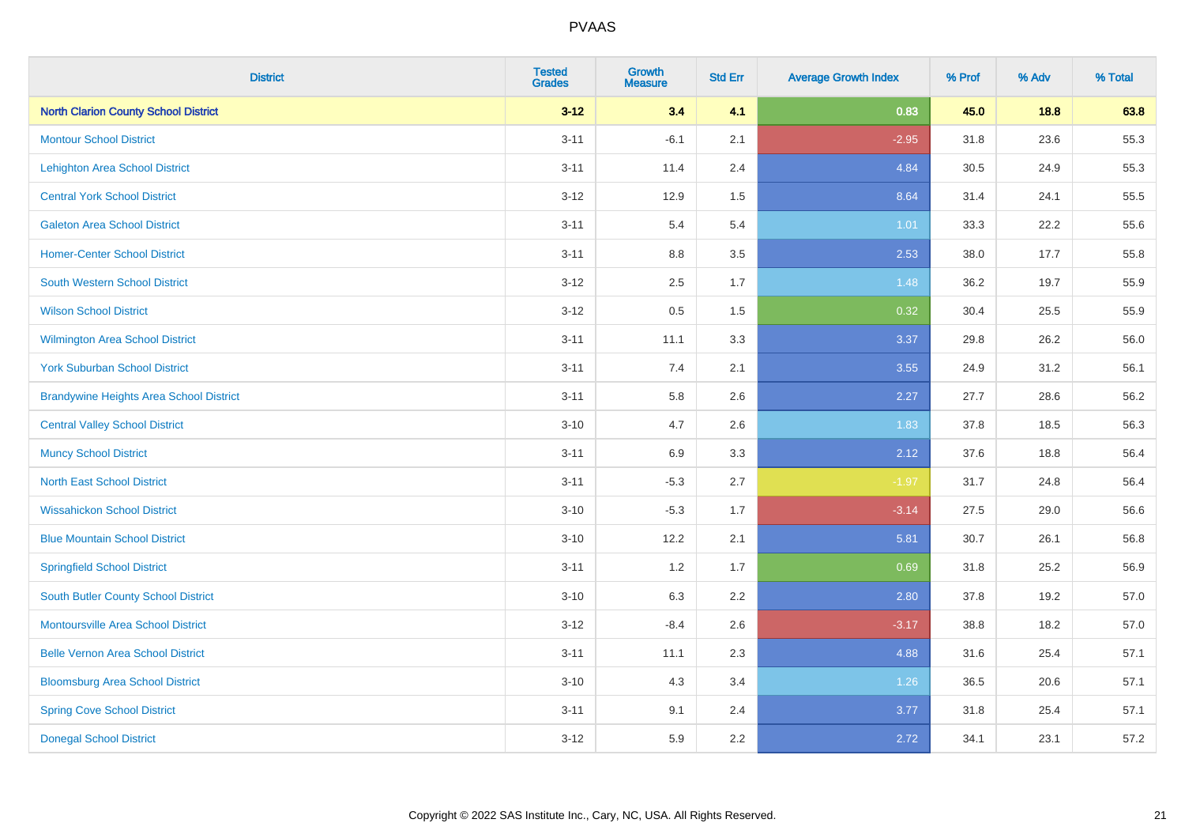| District | Tested Grades | Growth Measure | Std Err | Average Growth Index | % Prof | % Adv | % Total |
|---|---|---|---|---|---|---|---|
| **North Clarion County School District** | **3-12** | **3.4** | **4.1** | **0.83** | **45.0** | **18.8** | **63.8** |
| Montour School District | 3-11 | -6.1 | 2.1 | -2.95 | 31.8 | 23.6 | 55.3 |
| Lehighton Area School District | 3-11 | 11.4 | 2.4 | 4.84 | 30.5 | 24.9 | 55.3 |
| Central York School District | 3-12 | 12.9 | 1.5 | 8.64 | 31.4 | 24.1 | 55.5 |
| Galeton Area School District | 3-11 | 5.4 | 5.4 | 1.01 | 33.3 | 22.2 | 55.6 |
| Homer-Center School District | 3-11 | 8.8 | 3.5 | 2.53 | 38.0 | 17.7 | 55.8 |
| South Western School District | 3-12 | 2.5 | 1.7 | 1.48 | 36.2 | 19.7 | 55.9 |
| Wilson School District | 3-12 | 0.5 | 1.5 | 0.32 | 30.4 | 25.5 | 55.9 |
| Wilmington Area School District | 3-11 | 11.1 | 3.3 | 3.37 | 29.8 | 26.2 | 56.0 |
| York Suburban School District | 3-11 | 7.4 | 2.1 | 3.55 | 24.9 | 31.2 | 56.1 |
| Brandywine Heights Area School District | 3-11 | 5.8 | 2.6 | 2.27 | 27.7 | 28.6 | 56.2 |
| Central Valley School District | 3-10 | 4.7 | 2.6 | 1.83 | 37.8 | 18.5 | 56.3 |
| Muncy School District | 3-11 | 6.9 | 3.3 | 2.12 | 37.6 | 18.8 | 56.4 |
| North East School District | 3-11 | -5.3 | 2.7 | -1.97 | 31.7 | 24.8 | 56.4 |
| Wissahickon School District | 3-10 | -5.3 | 1.7 | -3.14 | 27.5 | 29.0 | 56.6 |
| Blue Mountain School District | 3-10 | 12.2 | 2.1 | 5.81 | 30.7 | 26.1 | 56.8 |
| Springfield School District | 3-11 | 1.2 | 1.7 | 0.69 | 31.8 | 25.2 | 56.9 |
| South Butler County School District | 3-10 | 6.3 | 2.2 | 2.80 | 37.8 | 19.2 | 57.0 |
| Montoursville Area School District | 3-12 | -8.4 | 2.6 | -3.17 | 38.8 | 18.2 | 57.0 |
| Belle Vernon Area School District | 3-11 | 11.1 | 2.3 | 4.88 | 31.6 | 25.4 | 57.1 |
| Bloomsburg Area School District | 3-10 | 4.3 | 3.4 | 1.26 | 36.5 | 20.6 | 57.1 |
| Spring Cove School District | 3-11 | 9.1 | 2.4 | 3.77 | 31.8 | 25.4 | 57.1 |
| Donegal School District | 3-12 | 5.9 | 2.2 | 2.72 | 34.1 | 23.1 | 57.2 |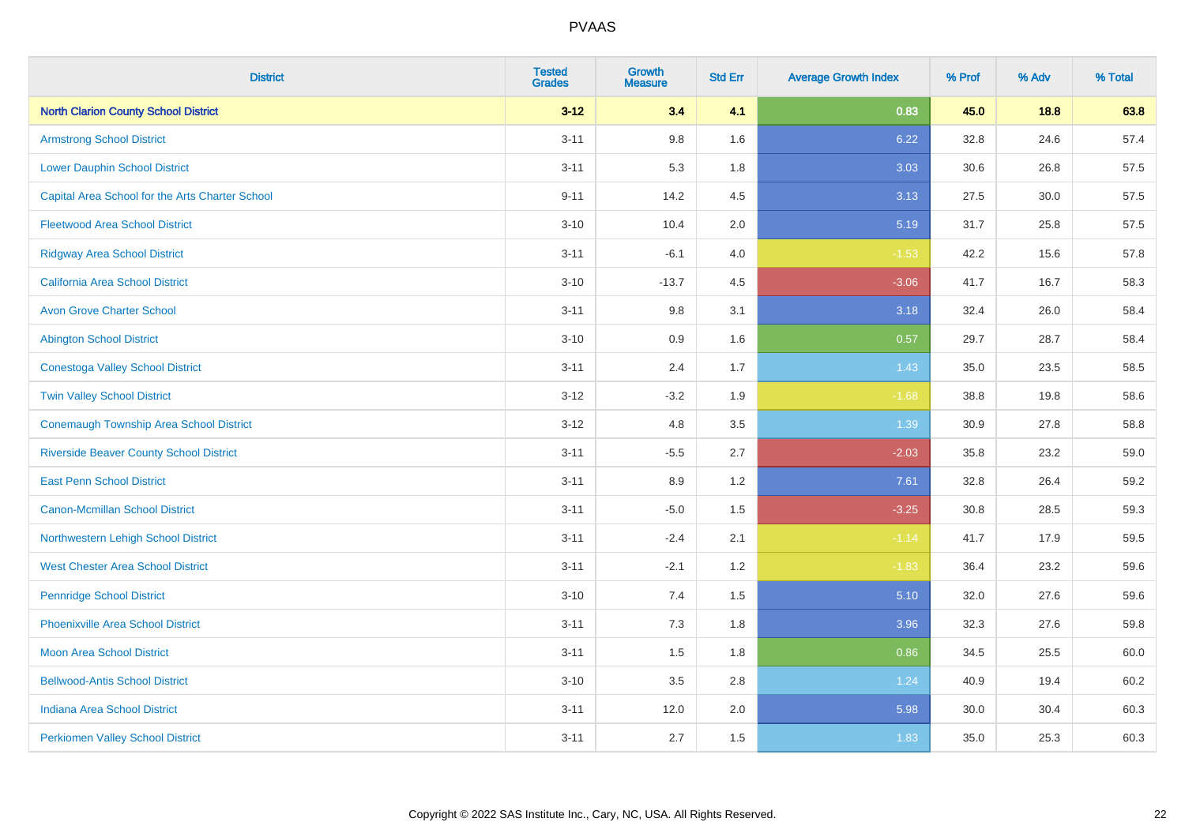| District | Tested Grades | Growth Measure | Std Err | Average Growth Index | % Prof | % Adv | % Total |
|---|---|---|---|---|---|---|---|
| **North Clarion County School District** | **3-12** | **3.4** | **4.1** | **0.83** | **45.0** | **18.8** | **63.8** |
| Armstrong School District | 3-11 | 9.8 | 1.6 | 6.22 | 32.8 | 24.6 | 57.4 |
| Lower Dauphin School District | 3-11 | 5.3 | 1.8 | 3.03 | 30.6 | 26.8 | 57.5 |
| Capital Area School for the Arts Charter School | 9-11 | 14.2 | 4.5 | 3.13 | 27.5 | 30.0 | 57.5 |
| Fleetwood Area School District | 3-10 | 10.4 | 2.0 | 5.19 | 31.7 | 25.8 | 57.5 |
| Ridgway Area School District | 3-11 | -6.1 | 4.0 | -1.53 | 42.2 | 15.6 | 57.8 |
| California Area School District | 3-10 | -13.7 | 4.5 | -3.06 | 41.7 | 16.7 | 58.3 |
| Avon Grove Charter School | 3-11 | 9.8 | 3.1 | 3.18 | 32.4 | 26.0 | 58.4 |
| Abington School District | 3-10 | 0.9 | 1.6 | 0.57 | 29.7 | 28.7 | 58.4 |
| Conestoga Valley School District | 3-11 | 2.4 | 1.7 | 1.43 | 35.0 | 23.5 | 58.5 |
| Twin Valley School District | 3-12 | -3.2 | 1.9 | -1.68 | 38.8 | 19.8 | 58.6 |
| Conemaugh Township Area School District | 3-12 | 4.8 | 3.5 | 1.39 | 30.9 | 27.8 | 58.8 |
| Riverside Beaver County School District | 3-11 | -5.5 | 2.7 | -2.03 | 35.8 | 23.2 | 59.0 |
| East Penn School District | 3-11 | 8.9 | 1.2 | 7.61 | 32.8 | 26.4 | 59.2 |
| Canon-Mcmillan School District | 3-11 | -5.0 | 1.5 | -3.25 | 30.8 | 28.5 | 59.3 |
| Northwestern Lehigh School District | 3-11 | -2.4 | 2.1 | -1.14 | 41.7 | 17.9 | 59.5 |
| West Chester Area School District | 3-11 | -2.1 | 1.2 | -1.83 | 36.4 | 23.2 | 59.6 |
| Pennridge School District | 3-10 | 7.4 | 1.5 | 5.10 | 32.0 | 27.6 | 59.6 |
| Phoenixville Area School District | 3-11 | 7.3 | 1.8 | 3.96 | 32.3 | 27.6 | 59.8 |
| Moon Area School District | 3-11 | 1.5 | 1.8 | 0.86 | 34.5 | 25.5 | 60.0 |
| Bellwood-Antis School District | 3-10 | 3.5 | 2.8 | 1.24 | 40.9 | 19.4 | 60.2 |
| Indiana Area School District | 3-11 | 12.0 | 2.0 | 5.98 | 30.0 | 30.4 | 60.3 |
| Perkiomen Valley School District | 3-11 | 2.7 | 1.5 | 1.83 | 35.0 | 25.3 | 60.3 |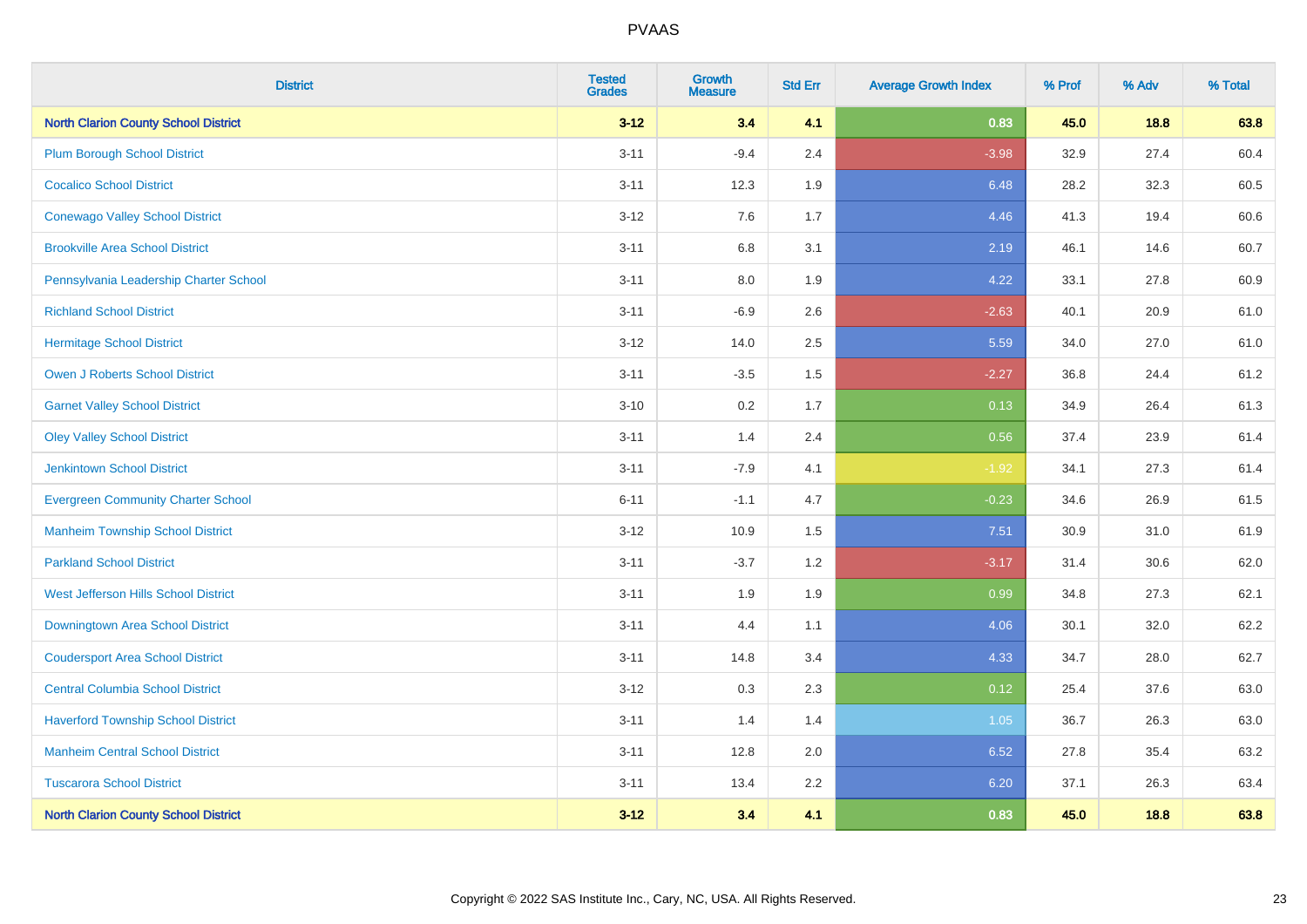# PVAAS

| District | Tested Grades | Growth Measure | Std Err | Average Growth Index | % Prof | % Adv | % Total |
|---|---|---|---|---|---|---|---|
| **North Clarion County School District** | **3-12** | **3.4** | **4.1** | **0.83** | **45.0** | **18.8** | **63.8** |
| Plum Borough School District | 3-11 | -9.4 | 2.4 | -3.98 | 32.9 | 27.4 | 60.4 |
| Cocalico School District | 3-11 | 12.3 | 1.9 | 6.48 | 28.2 | 32.3 | 60.5 |
| Conewago Valley School District | 3-12 | 7.6 | 1.7 | 4.46 | 41.3 | 19.4 | 60.6 |
| Brookville Area School District | 3-11 | 6.8 | 3.1 | 2.19 | 46.1 | 14.6 | 60.7 |
| Pennsylvania Leadership Charter School | 3-11 | 8.0 | 1.9 | 4.22 | 33.1 | 27.8 | 60.9 |
| Richland School District | 3-11 | -6.9 | 2.6 | -2.63 | 40.1 | 20.9 | 61.0 |
| Hermitage School District | 3-12 | 14.0 | 2.5 | 5.59 | 34.0 | 27.0 | 61.0 |
| Owen J Roberts School District | 3-11 | -3.5 | 1.5 | -2.27 | 36.8 | 24.4 | 61.2 |
| Garnet Valley School District | 3-10 | 0.2 | 1.7 | 0.13 | 34.9 | 26.4 | 61.3 |
| Oley Valley School District | 3-11 | 1.4 | 2.4 | 0.56 | 37.4 | 23.9 | 61.4 |
| Jenkintown School District | 3-11 | -7.9 | 4.1 | -1.92 | 34.1 | 27.3 | 61.4 |
| Evergreen Community Charter School | 6-11 | -1.1 | 4.7 | -0.23 | 34.6 | 26.9 | 61.5 |
| Manheim Township School District | 3-12 | 10.9 | 1.5 | 7.51 | 30.9 | 31.0 | 61.9 |
| Parkland School District | 3-11 | -3.7 | 1.2 | -3.17 | 31.4 | 30.6 | 62.0 |
| West Jefferson Hills School District | 3-11 | 1.9 | 1.9 | 0.99 | 34.8 | 27.3 | 62.1 |
| Downingtown Area School District | 3-11 | 4.4 | 1.1 | 4.06 | 30.1 | 32.0 | 62.2 |
| Coudersport Area School District | 3-11 | 14.8 | 3.4 | 4.33 | 34.7 | 28.0 | 62.7 |
| Central Columbia School District | 3-12 | 0.3 | 2.3 | 0.12 | 25.4 | 37.6 | 63.0 |
| Haverford Township School District | 3-11 | 1.4 | 1.4 | 1.05 | 36.7 | 26.3 | 63.0 |
| Manheim Central School District | 3-11 | 12.8 | 2.0 | 6.52 | 27.8 | 35.4 | 63.2 |
| Tuscarora School District | 3-11 | 13.4 | 2.2 | 6.20 | 37.1 | 26.3 | 63.4 |
| **North Clarion County School District** | **3-12** | **3.4** | **4.1** | **0.83** | **45.0** | **18.8** | **63.8** |

Copyright © 2022 SAS Institute Inc., Cary, NC, USA. All Rights Reserved.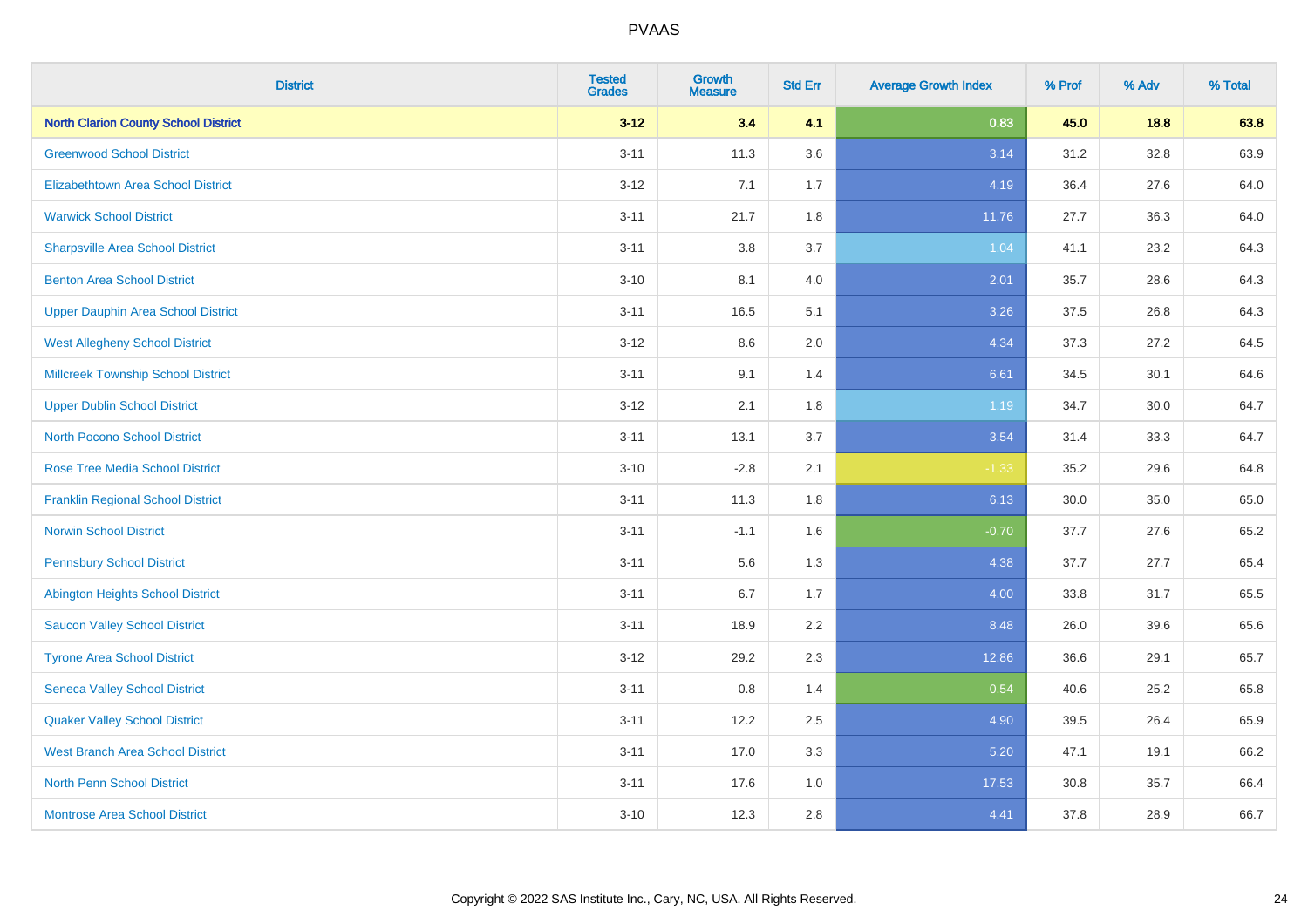| District | Tested Grades | Growth Measure | Std Err | Average Growth Index | % Prof | % Adv | % Total |
|---|---|---|---|---|---|---|---|
| **North Clarion County School District** | **3-12** | **3.4** | **4.1** | **0.83** | **45.0** | **18.8** | **63.8** |
| Greenwood School District | 3-11 | 11.3 | 3.6 | 3.14 | 31.2 | 32.8 | 63.9 |
| Elizabethtown Area School District | 3-12 | 7.1 | 1.7 | 4.19 | 36.4 | 27.6 | 64.0 |
| Warwick School District | 3-11 | 21.7 | 1.8 | 11.76 | 27.7 | 36.3 | 64.0 |
| Sharpsville Area School District | 3-11 | 3.8 | 3.7 | 1.04 | 41.1 | 23.2 | 64.3 |
| Benton Area School District | 3-10 | 8.1 | 4.0 | 2.01 | 35.7 | 28.6 | 64.3 |
| Upper Dauphin Area School District | 3-11 | 16.5 | 5.1 | 3.26 | 37.5 | 26.8 | 64.3 |
| West Allegheny School District | 3-12 | 8.6 | 2.0 | 4.34 | 37.3 | 27.2 | 64.5 |
| Millcreek Township School District | 3-11 | 9.1 | 1.4 | 6.61 | 34.5 | 30.1 | 64.6 |
| Upper Dublin School District | 3-12 | 2.1 | 1.8 | 1.19 | 34.7 | 30.0 | 64.7 |
| North Pocono School District | 3-11 | 13.1 | 3.7 | 3.54 | 31.4 | 33.3 | 64.7 |
| Rose Tree Media School District | 3-10 | -2.8 | 2.1 | -1.33 | 35.2 | 29.6 | 64.8 |
| Franklin Regional School District | 3-11 | 11.3 | 1.8 | 6.13 | 30.0 | 35.0 | 65.0 |
| Norwin School District | 3-11 | -1.1 | 1.6 | -0.70 | 37.7 | 27.6 | 65.2 |
| Pennsbury School District | 3-11 | 5.6 | 1.3 | 4.38 | 37.7 | 27.7 | 65.4 |
| Abington Heights School District | 3-11 | 6.7 | 1.7 | 4.00 | 33.8 | 31.7 | 65.5 |
| Saucon Valley School District | 3-11 | 18.9 | 2.2 | 8.48 | 26.0 | 39.6 | 65.6 |
| Tyrone Area School District | 3-12 | 29.2 | 2.3 | 12.86 | 36.6 | 29.1 | 65.7 |
| Seneca Valley School District | 3-11 | 0.8 | 1.4 | 0.54 | 40.6 | 25.2 | 65.8 |
| Quaker Valley School District | 3-11 | 12.2 | 2.5 | 4.90 | 39.5 | 26.4 | 65.9 |
| West Branch Area School District | 3-11 | 17.0 | 3.3 | 5.20 | 47.1 | 19.1 | 66.2 |
| North Penn School District | 3-11 | 17.6 | 1.0 | 17.53 | 30.8 | 35.7 | 66.4 |
| Montrose Area School District | 3-10 | 12.3 | 2.8 | 4.41 | 37.8 | 28.9 | 66.7 |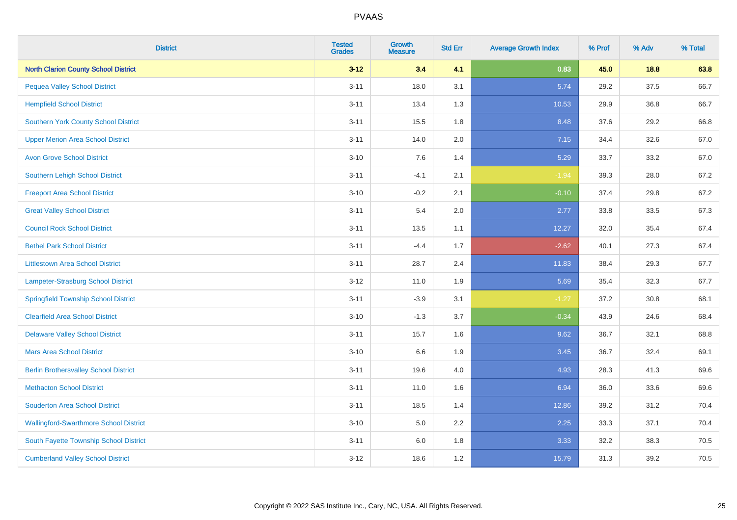# PVAAS

| District | Tested Grades | Growth Measure | Std Err | Average Growth Index | % Prof | % Adv | % Total |
|---|---|---|---|---|---|---|---|
| **North Clarion County School District** | **3-12** | **3.4** | **4.1** | **0.83** | **45.0** | **18.8** | **63.8** |
| Pequea Valley School District | 3-11 | 18.0 | 3.1 | 5.74 | 29.2 | 37.5 | 66.7 |
| Hempfield School District | 3-11 | 13.4 | 1.3 | 10.53 | 29.9 | 36.8 | 66.7 |
| Southern York County School District | 3-11 | 15.5 | 1.8 | 8.48 | 37.6 | 29.2 | 66.8 |
| Upper Merion Area School District | 3-11 | 14.0 | 2.0 | 7.15 | 34.4 | 32.6 | 67.0 |
| Avon Grove School District | 3-10 | 7.6 | 1.4 | 5.29 | 33.7 | 33.2 | 67.0 |
| Southern Lehigh School District | 3-11 | -4.1 | 2.1 | -1.94 | 39.3 | 28.0 | 67.2 |
| Freeport Area School District | 3-10 | -0.2 | 2.1 | -0.10 | 37.4 | 29.8 | 67.2 |
| Great Valley School District | 3-11 | 5.4 | 2.0 | 2.77 | 33.8 | 33.5 | 67.3 |
| Council Rock School District | 3-11 | 13.5 | 1.1 | 12.27 | 32.0 | 35.4 | 67.4 |
| Bethel Park School District | 3-11 | -4.4 | 1.7 | -2.62 | 40.1 | 27.3 | 67.4 |
| Littlestown Area School District | 3-11 | 28.7 | 2.4 | 11.83 | 38.4 | 29.3 | 67.7 |
| Lampeter-Strasburg School District | 3-12 | 11.0 | 1.9 | 5.69 | 35.4 | 32.3 | 67.7 |
| Springfield Township School District | 3-11 | -3.9 | 3.1 | -1.27 | 37.2 | 30.8 | 68.1 |
| Clearfield Area School District | 3-10 | -1.3 | 3.7 | -0.34 | 43.9 | 24.6 | 68.4 |
| Delaware Valley School District | 3-11 | 15.7 | 1.6 | 9.62 | 36.7 | 32.1 | 68.8 |
| Mars Area School District | 3-10 | 6.6 | 1.9 | 3.45 | 36.7 | 32.4 | 69.1 |
| Berlin Brothersvalley School District | 3-11 | 19.6 | 4.0 | 4.93 | 28.3 | 41.3 | 69.6 |
| Methacton School District | 3-11 | 11.0 | 1.6 | 6.94 | 36.0 | 33.6 | 69.6 |
| Souderton Area School District | 3-11 | 18.5 | 1.4 | 12.86 | 39.2 | 31.2 | 70.4 |
| Wallingford-Swarthmore School District | 3-10 | 5.0 | 2.2 | 2.25 | 33.3 | 37.1 | 70.4 |
| South Fayette Township School District | 3-11 | 6.0 | 1.8 | 3.33 | 32.2 | 38.3 | 70.5 |
| Cumberland Valley School District | 3-12 | 18.6 | 1.2 | 15.79 | 31.3 | 39.2 | 70.5 |

Copyright © 2022 SAS Institute Inc., Cary, NC, USA. All Rights Reserved.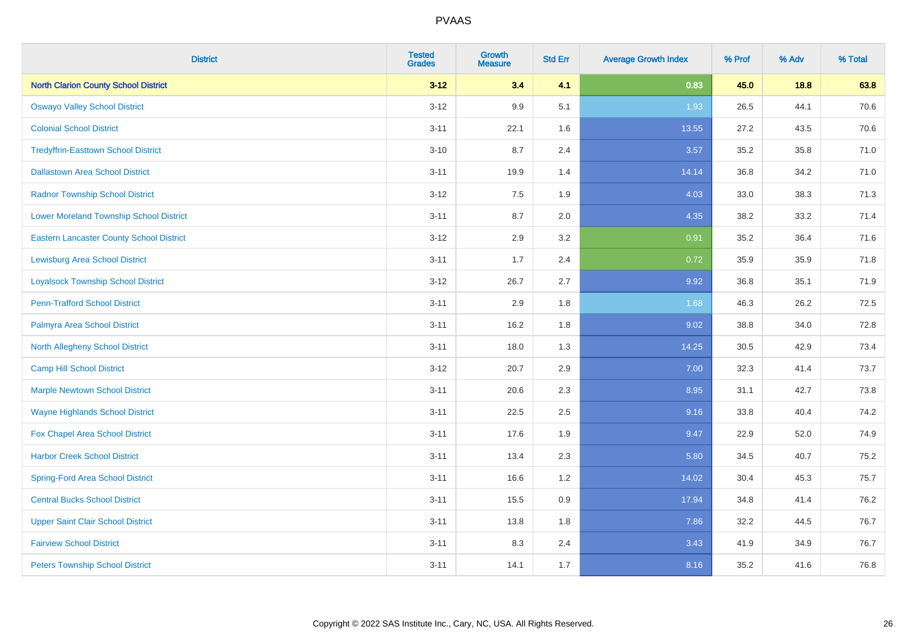| District | Tested Grades | Growth Measure | Std Err | Average Growth Index | % Prof | % Adv | % Total |
|---|---|---|---|---|---|---|---|
| **North Clarion County School District** | **3-12** | **3.4** | **4.1** | **0.83** | **45.0** | **18.8** | **63.8** |
| Oswayo Valley School District | 3-12 | 9.9 | 5.1 | 1.93 | 26.5 | 44.1 | 70.6 |
| Colonial School District | 3-11 | 22.1 | 1.6 | 13.55 | 27.2 | 43.5 | 70.6 |
| Tredyffrin-Easttown School District | 3-10 | 8.7 | 2.4 | 3.57 | 35.2 | 35.8 | 71.0 |
| Dallastown Area School District | 3-11 | 19.9 | 1.4 | 14.14 | 36.8 | 34.2 | 71.0 |
| Radnor Township School District | 3-12 | 7.5 | 1.9 | 4.03 | 33.0 | 38.3 | 71.3 |
| Lower Moreland Township School District | 3-11 | 8.7 | 2.0 | 4.35 | 38.2 | 33.2 | 71.4 |
| Eastern Lancaster County School District | 3-12 | 2.9 | 3.2 | 0.91 | 35.2 | 36.4 | 71.6 |
| Lewisburg Area School District | 3-11 | 1.7 | 2.4 | 0.72 | 35.9 | 35.9 | 71.8 |
| Loyalsock Township School District | 3-12 | 26.7 | 2.7 | 9.92 | 36.8 | 35.1 | 71.9 |
| Penn-Trafford School District | 3-11 | 2.9 | 1.8 | 1.68 | 46.3 | 26.2 | 72.5 |
| Palmyra Area School District | 3-11 | 16.2 | 1.8 | 9.02 | 38.8 | 34.0 | 72.8 |
| North Allegheny School District | 3-11 | 18.0 | 1.3 | 14.25 | 30.5 | 42.9 | 73.4 |
| Camp Hill School District | 3-12 | 20.7 | 2.9 | 7.00 | 32.3 | 41.4 | 73.7 |
| Marple Newtown School District | 3-11 | 20.6 | 2.3 | 8.95 | 31.1 | 42.7 | 73.8 |
| Wayne Highlands School District | 3-11 | 22.5 | 2.5 | 9.16 | 33.8 | 40.4 | 74.2 |
| Fox Chapel Area School District | 3-11 | 17.6 | 1.9 | 9.47 | 22.9 | 52.0 | 74.9 |
| Harbor Creek School District | 3-11 | 13.4 | 2.3 | 5.80 | 34.5 | 40.7 | 75.2 |
| Spring-Ford Area School District | 3-11 | 16.6 | 1.2 | 14.02 | 30.4 | 45.3 | 75.7 |
| Central Bucks School District | 3-11 | 15.5 | 0.9 | 17.94 | 34.8 | 41.4 | 76.2 |
| Upper Saint Clair School District | 3-11 | 13.8 | 1.8 | 7.86 | 32.2 | 44.5 | 76.7 |
| Fairview School District | 3-11 | 8.3 | 2.4 | 3.43 | 41.9 | 34.9 | 76.7 |
| Peters Township School District | 3-11 | 14.1 | 1.7 | 8.16 | 35.2 | 41.6 | 76.8 |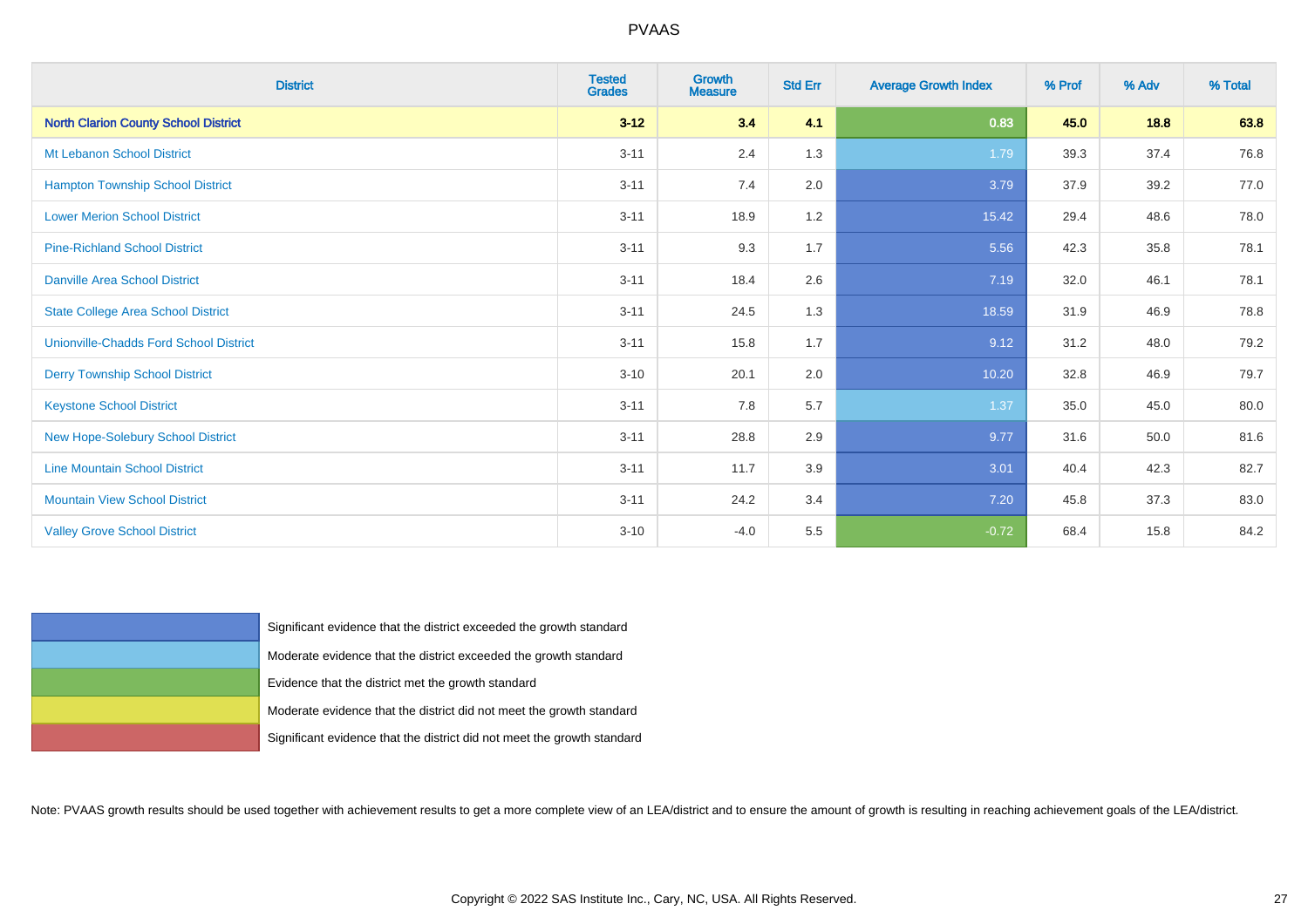PVAAS

| District | Tested Grades | Growth Measure | Std Err | Average Growth Index | % Prof | % Adv | % Total |
|---|---|---|---|---|---|---|---|
| **North Clarion County School District** | **3-12** | **3.4** | **4.1** | **0.83** | **45.0** | **18.8** | **63.8** |
| Mt Lebanon School District | 3-11 | 2.4 | 1.3 | 1.79 | 39.3 | 37.4 | 76.8 |
| Hampton Township School District | 3-11 | 7.4 | 2.0 | 3.79 | 37.9 | 39.2 | 77.0 |
| Lower Merion School District | 3-11 | 18.9 | 1.2 | 15.42 | 29.4 | 48.6 | 78.0 |
| Pine-Richland School District | 3-11 | 9.3 | 1.7 | 5.56 | 42.3 | 35.8 | 78.1 |
| Danville Area School District | 3-11 | 18.4 | 2.6 | 7.19 | 32.0 | 46.1 | 78.1 |
| State College Area School District | 3-11 | 24.5 | 1.3 | 18.59 | 31.9 | 46.9 | 78.8 |
| Unionville-Chadds Ford School District | 3-11 | 15.8 | 1.7 | 9.12 | 31.2 | 48.0 | 79.2 |
| Derry Township School District | 3-10 | 20.1 | 2.0 | 10.20 | 32.8 | 46.9 | 79.7 |
| Keystone School District | 3-11 | 7.8 | 5.7 | 1.37 | 35.0 | 45.0 | 80.0 |
| New Hope-Solebury School District | 3-11 | 28.8 | 2.9 | 9.77 | 31.6 | 50.0 | 81.6 |
| Line Mountain School District | 3-11 | 11.7 | 3.9 | 3.01 | 40.4 | 42.3 | 82.7 |
| Mountain View School District | 3-11 | 24.2 | 3.4 | 7.20 | 45.8 | 37.3 | 83.0 |
| Valley Grove School District | 3-10 | -4.0 | 5.5 | -0.72 | 68.4 | 15.8 | 84.2 |

- Significant evidence that the district exceeded the growth standard
- Moderate evidence that the district exceeded the growth standard
- Evidence that the district met the growth standard
- Moderate evidence that the district did not meet the growth standard
- Significant evidence that the district did not meet the growth standard

Note: PVAAS growth results should be used together with achievement results to get a more complete view of an LEA/district and to ensure the amount of growth is resulting in reaching achievement goals of the LEA/district.

Copyright © 2022 SAS Institute Inc., Cary, NC, USA. All Rights Reserved.